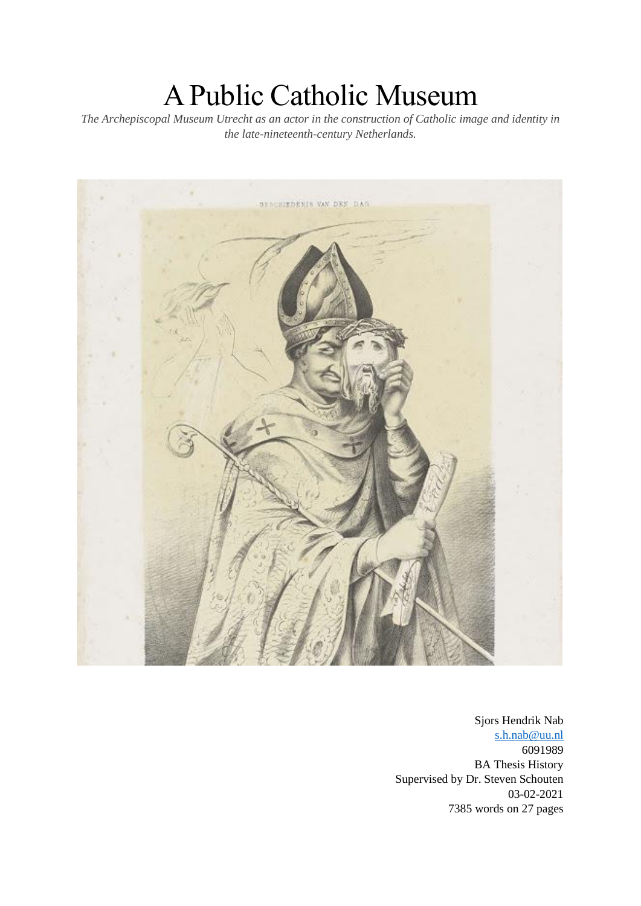# A Public Catholic Museum

*The Archepiscopal Museum Utrecht as an actor in the construction of Catholic image and identity in the late-nineteenth-century Netherlands.*

Sjors Hendrik Nab
s.h.nab@uu.nl
6091989
BA Thesis History
Supervised by Dr. Steven Schouten
03-02-2021
7385 words on 27 pages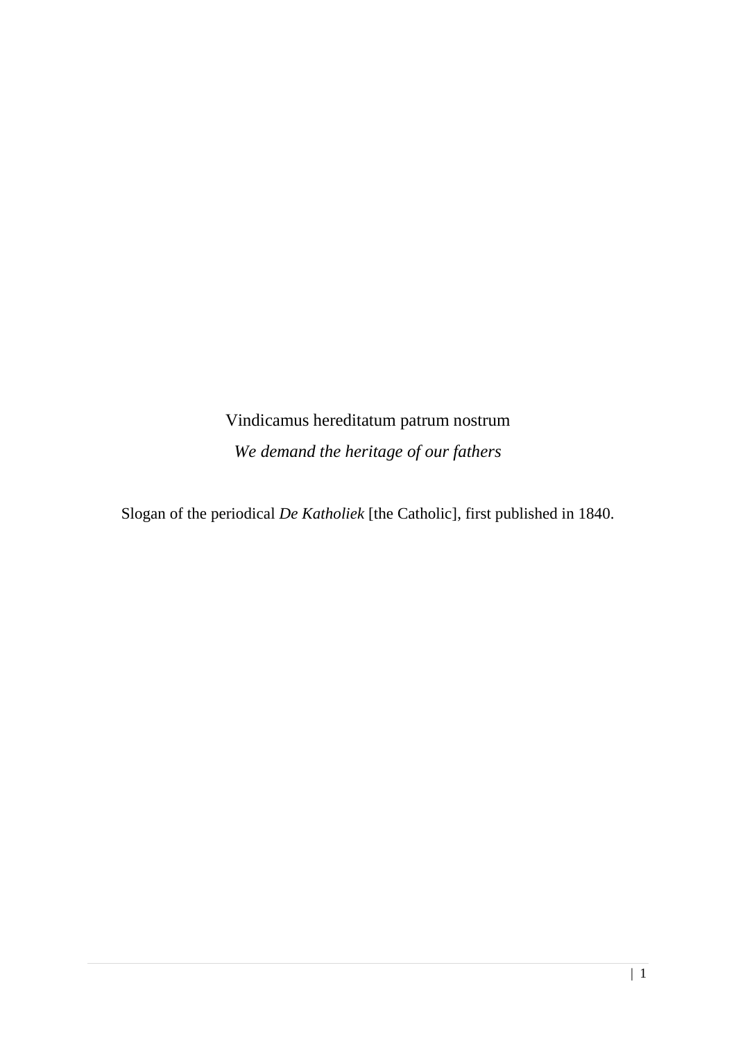Vindicamus hereditatum patrum nostrum

*We demand the heritage of our fathers*

Slogan of the periodical *De Katholiek* [the Catholic], first published in 1840.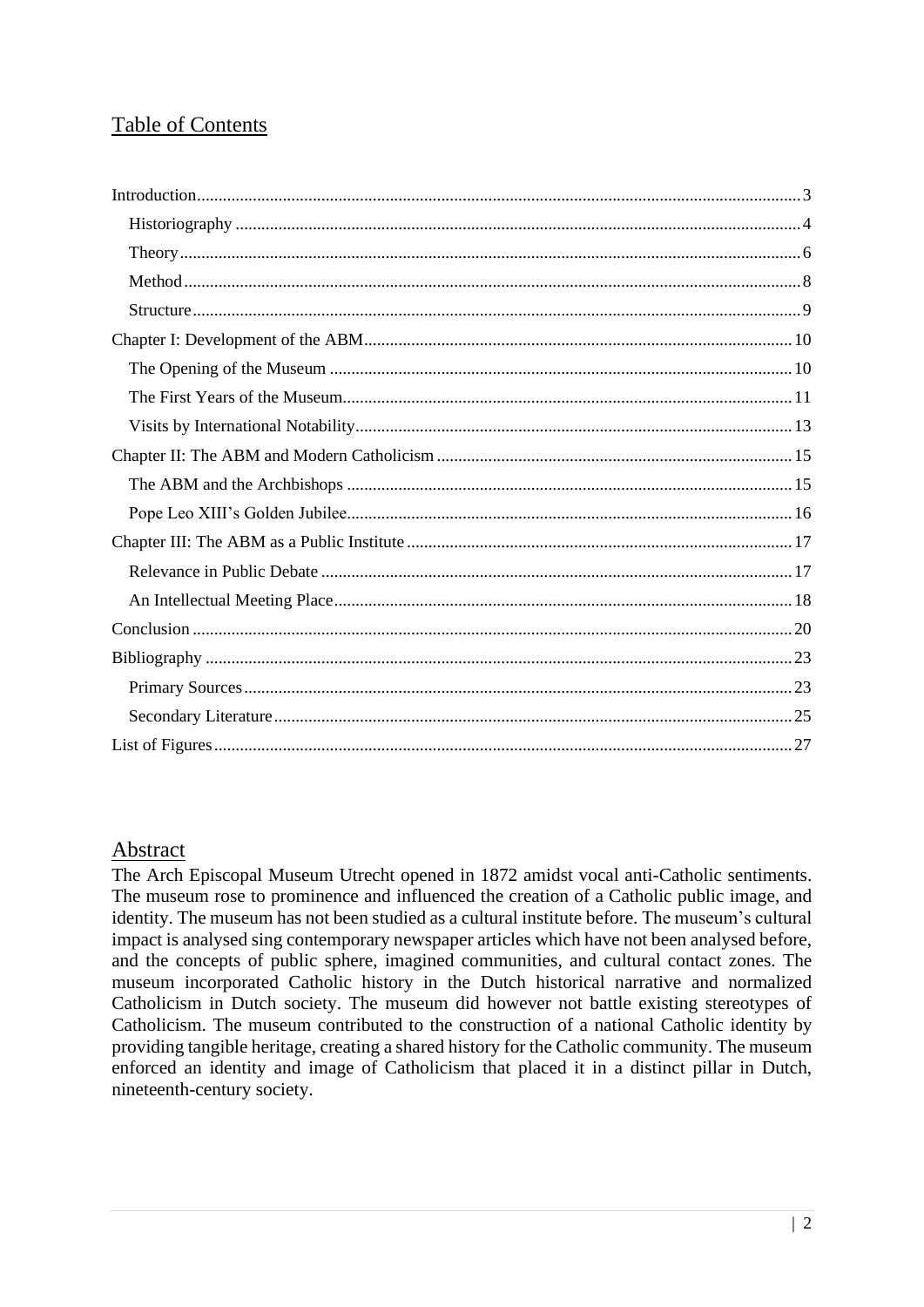## Table of Contents

- Introduction ... 3
  - Historiography ... 4
  - Theory ... 6
  - Method ... 8
  - Structure ... 9
- Chapter I: Development of the ABM ... 10
  - The Opening of the Museum ... 10
  - The First Years of the Museum ... 11
  - Visits by International Notability ... 13
- Chapter II: The ABM and Modern Catholicism ... 15
  - The ABM and the Archbishops ... 15
  - Pope Leo XIII's Golden Jubilee ... 16
- Chapter III: The ABM as a Public Institute ... 17
  - Relevance in Public Debate ... 17
  - An Intellectual Meeting Place ... 18
- Conclusion ... 20
- Bibliography ... 23
  - Primary Sources ... 23
  - Secondary Literature ... 25
- List of Figures ... 27

## Abstract

The Arch Episcopal Museum Utrecht opened in 1872 amidst vocal anti-Catholic sentiments. The museum rose to prominence and influenced the creation of a Catholic public image, and identity. The museum has not been studied as a cultural institute before. The museum's cultural impact is analysed sing contemporary newspaper articles which have not been analysed before, and the concepts of public sphere, imagined communities, and cultural contact zones. The museum incorporated Catholic history in the Dutch historical narrative and normalized Catholicism in Dutch society. The museum did however not battle existing stereotypes of Catholicism. The museum contributed to the construction of a national Catholic identity by providing tangible heritage, creating a shared history for the Catholic community. The museum enforced an identity and image of Catholicism that placed it in a distinct pillar in Dutch, nineteenth-century society.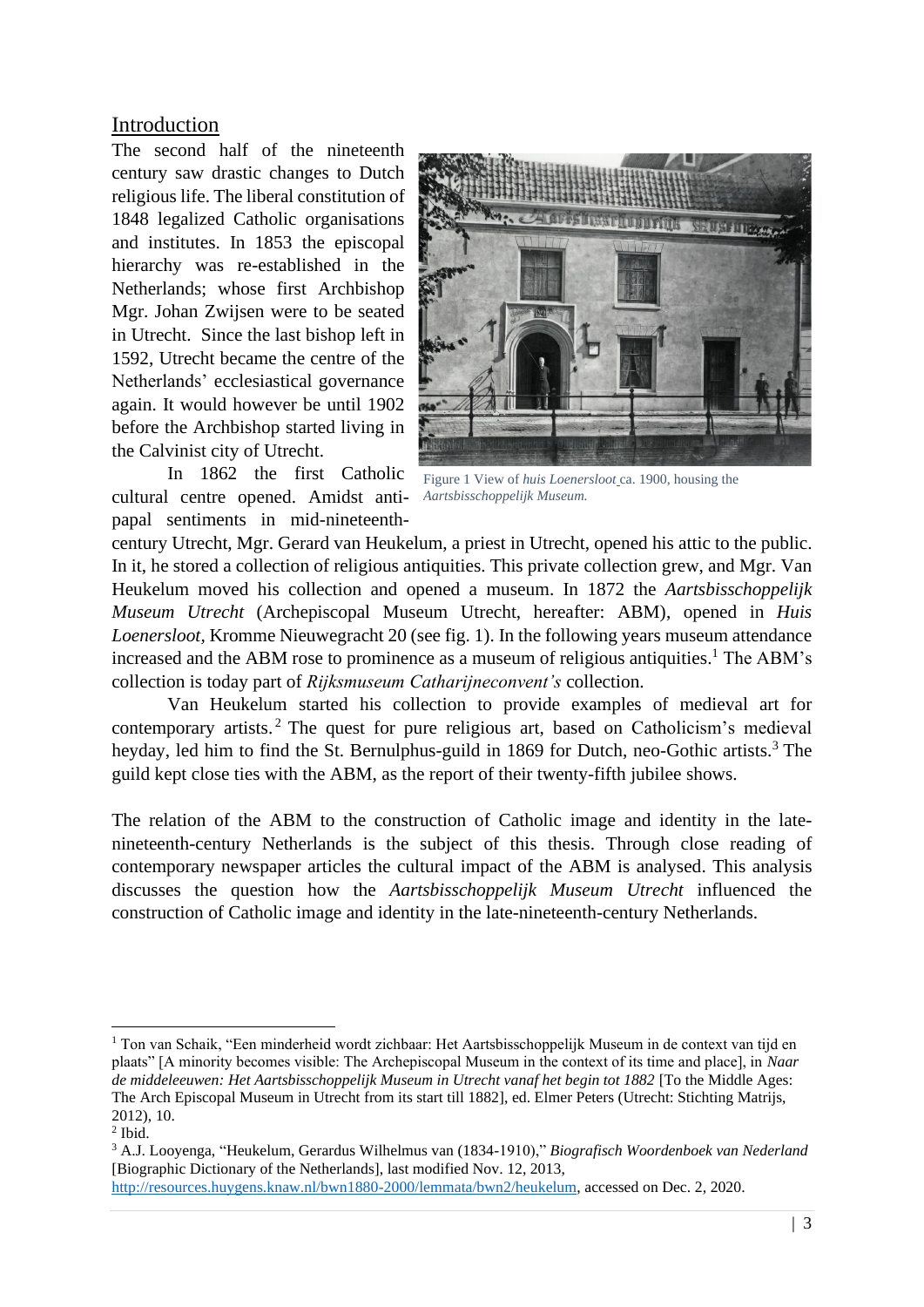## Introduction

The second half of the nineteenth century saw drastic changes to Dutch religious life. The liberal constitution of 1848 legalized Catholic organisations and institutes. In 1853 the episcopal hierarchy was re-established in the Netherlands; whose first Archbishop Mgr. Johan Zwijsen were to be seated in Utrecht. Since the last bishop left in 1592, Utrecht became the centre of the Netherlands' ecclesiastical governance again. It would however be until 1902 before the Archbishop started living in the Calvinist city of Utrecht.

Figure 1 View of *huis Loenersloot* ca. 1900, housing the *Aartsbisschoppelijk Museum.*

In 1862 the first Catholic cultural centre opened. Amidst anti-papal sentiments in mid-nineteenth-century Utrecht, Mgr. Gerard van Heukelum, a priest in Utrecht, opened his attic to the public. In it, he stored a collection of religious antiquities. This private collection grew, and Mgr. Van Heukelum moved his collection and opened a museum. In 1872 the *Aartsbisschoppelijk Museum Utrecht* (Archepiscopal Museum Utrecht, hereafter: ABM), opened in *Huis Loenersloot*, Kromme Nieuwegracht 20 (see fig. 1). In the following years museum attendance increased and the ABM rose to prominence as a museum of religious antiquities.[1] The ABM's collection is today part of *Rijksmuseum Catharijneconvent's* collection.

Van Heukelum started his collection to provide examples of medieval art for contemporary artists.[2] The quest for pure religious art, based on Catholicism's medieval heyday, led him to find the St. Bernulphus-guild in 1869 for Dutch, neo-Gothic artists.[3] The guild kept close ties with the ABM, as the report of their twenty-fifth jubilee shows.

The relation of the ABM to the construction of Catholic image and identity in the late-nineteenth-century Netherlands is the subject of this thesis. Through close reading of contemporary newspaper articles the cultural impact of the ABM is analysed. This analysis discusses the question how the *Aartsbisschoppelijk Museum Utrecht* influenced the construction of Catholic image and identity in the late-nineteenth-century Netherlands.

---

[1] Ton van Schaik, "Een minderheid wordt zichbaar: Het Aartsbisschoppelijk Museum in de context van tijd en plaats" [A minority becomes visible: The Archepiscopal Museum in the context of its time and place], in *Naar de middeleeuwen: Het Aartsbisschoppelijk Museum in Utrecht vanaf het begin tot 1882* [To the Middle Ages: The Arch Episcopal Museum in Utrecht from its start till 1882], ed. Elmer Peters (Utrecht: Stichting Matrijs, 2012), 10.

[2] Ibid.

[3] A.J. Looyenga, "Heukelum, Gerardus Wilhelmus van (1834-1910)," *Biografisch Woordenboek van Nederland* [Biographic Dictionary of the Netherlands], last modified Nov. 12, 2013, http://resources.huygens.knaw.nl/bwn1880-2000/lemmata/bwn2/heukelum, accessed on Dec. 2, 2020.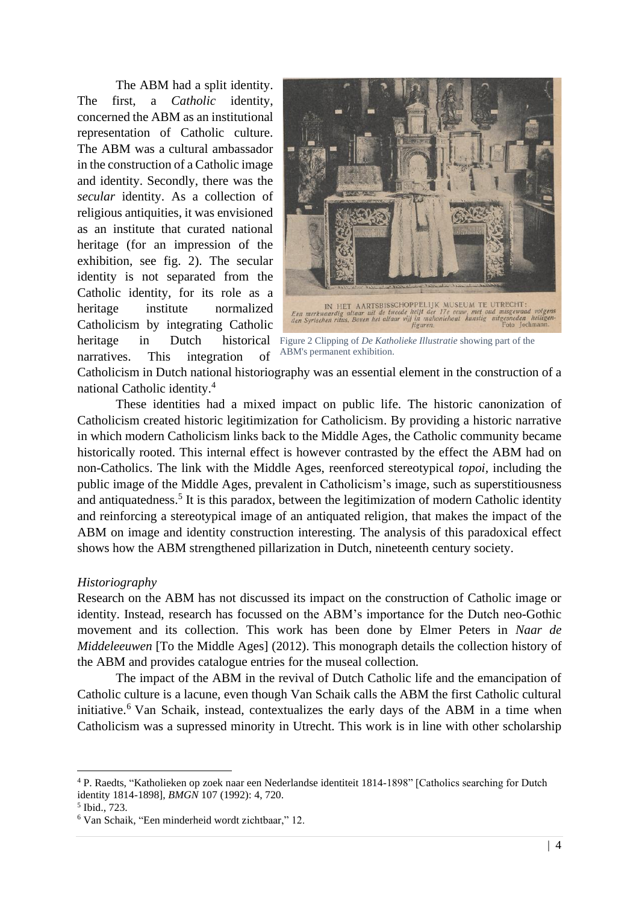The ABM had a split identity. The first, a *Catholic* identity, concerned the ABM as an institutional representation of Catholic culture. The ABM was a cultural ambassador in the construction of a Catholic image and identity. Secondly, there was the *secular* identity. As a collection of religious antiquities, it was envisioned as an institute that curated national heritage (for an impression of the exhibition, see fig. 2). The secular identity is not separated from the Catholic identity, for its role as a heritage institute normalized Catholicism by integrating Catholic heritage in Dutch historical narratives. This integration of Catholicism in Dutch national historiography was an essential element in the construction of a national Catholic identity.[4]

Figure 2 Clipping of *De Katholieke Illustratie* showing part of the ABM's permanent exhibition.

These identities had a mixed impact on public life. The historic canonization of Catholicism created historic legitimization for Catholicism. By providing a historic narrative in which modern Catholicism links back to the Middle Ages, the Catholic community became historically rooted. This internal effect is however contrasted by the effect the ABM had on non-Catholics. The link with the Middle Ages, reenforced stereotypical *topoi*, including the public image of the Middle Ages, prevalent in Catholicism's image, such as superstitiousness and antiquatedness.[5] It is this paradox, between the legitimization of modern Catholic identity and reinforcing a stereotypical image of an antiquated religion, that makes the impact of the ABM on image and identity construction interesting. The analysis of this paradoxical effect shows how the ABM strengthened pillarization in Dutch, nineteenth century society.

*Historiography*

Research on the ABM has not discussed its impact on the construction of Catholic image or identity. Instead, research has focussed on the ABM's importance for the Dutch neo-Gothic movement and its collection. This work has been done by Elmer Peters in *Naar de Middeleeuwen* [To the Middle Ages] (2012). This monograph details the collection history of the ABM and provides catalogue entries for the museal collection.

The impact of the ABM in the revival of Dutch Catholic life and the emancipation of Catholic culture is a lacune, even though Van Schaik calls the ABM the first Catholic cultural initiative.[6] Van Schaik, instead, contextualizes the early days of the ABM in a time when Catholicism was a supressed minority in Utrecht. This work is in line with other scholarship

---

[4] P. Raedts, "Katholieken op zoek naar een Nederlandse identiteit 1814-1898" [Catholics searching for Dutch identity 1814-1898], *BMGN* 107 (1992): 4, 720.

[5] Ibid., 723.

[6] Van Schaik, "Een minderheid wordt zichtbaar," 12.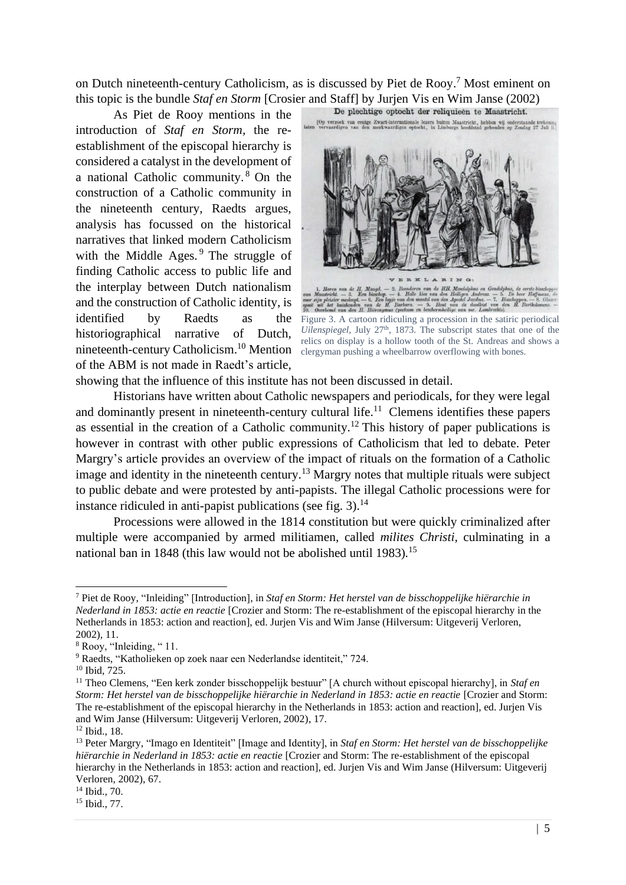on Dutch nineteenth-century Catholicism, as is discussed by Piet de Rooy.[7] Most eminent on this topic is the bundle *Staf en Storm* [Crosier and Staff] by Jurjen Vis en Wim Janse (2002)

As Piet de Rooy mentions in the introduction of *Staf en Storm*, the re-establishment of the episcopal hierarchy is considered a catalyst in the development of a national Catholic community.[8] On the construction of a Catholic community in the nineteenth century, Raedts argues, analysis has focussed on the historical narratives that linked modern Catholicism with the Middle Ages.[9] The struggle of finding Catholic access to public life and the interplay between Dutch nationalism and the construction of Catholic identity, is identified by Raedts as the historiographical narrative of Dutch, nineteenth-century Catholicism.[10] Mention of the ABM is not made in Raedt's article, showing that the influence of this institute has not been discussed in detail.

Figure 3. A cartoon ridiculing a procession in the satiric periodical *Uilenspiegel*, July 27th, 1873. The subscript states that one of the relics on display is a hollow tooth of the St. Andreas and shows a clergyman pushing a wheelbarrow overflowing with bones.

Historians have written about Catholic newspapers and periodicals, for they were legal and dominantly present in nineteenth-century cultural life.[11] Clemens identifies these papers as essential in the creation of a Catholic community.[12] This history of paper publications is however in contrast with other public expressions of Catholicism that led to debate. Peter Margry's article provides an overview of the impact of rituals on the formation of a Catholic image and identity in the nineteenth century.[13] Margry notes that multiple rituals were subject to public debate and were protested by anti-papists. The illegal Catholic processions were for instance ridiculed in anti-papist publications (see fig. 3).[14]

Processions were allowed in the 1814 constitution but were quickly criminalized after multiple were accompanied by armed militiamen, called *milites Christi*, culminating in a national ban in 1848 (this law would not be abolished until 1983).[15]

---

[7] Piet de Rooy, "Inleiding" [Introduction], in *Staf en Storm: Het herstel van de bisschoppelijke hiërarchie in Nederland in 1853: actie en reactie* [Crozier and Storm: The re-establishment of the episcopal hierarchy in the Netherlands in 1853: action and reaction], ed. Jurjen Vis and Wim Janse (Hilversum: Uitgeverij Verloren, 2002), 11.

[8] Rooy, "Inleiding, " 11.

[9] Raedts, "Katholieken op zoek naar een Nederlandse identiteit," 724.

[10] Ibid, 725.

[11] Theo Clemens, "Een kerk zonder bisschoppelijk bestuur" [A church without episcopal hierarchy], in *Staf en Storm: Het herstel van de bisschoppelijke hiërarchie in Nederland in 1853: actie en reactie* [Crozier and Storm: The re-establishment of the episcopal hierarchy in the Netherlands in 1853: action and reaction], ed. Jurjen Vis and Wim Janse (Hilversum: Uitgeverij Verloren, 2002), 17.

[12] Ibid., 18.

[13] Peter Margry, "Imago en Identiteit" [Image and Identity], in *Staf en Storm: Het herstel van de bisschoppelijke hiërarchie in Nederland in 1853: actie en reactie* [Crozier and Storm: The re-establishment of the episcopal hierarchy in the Netherlands in 1853: action and reaction], ed. Jurjen Vis and Wim Janse (Hilversum: Uitgeverij Verloren, 2002), 67.

[14] Ibid., 70.

[15] Ibid., 77.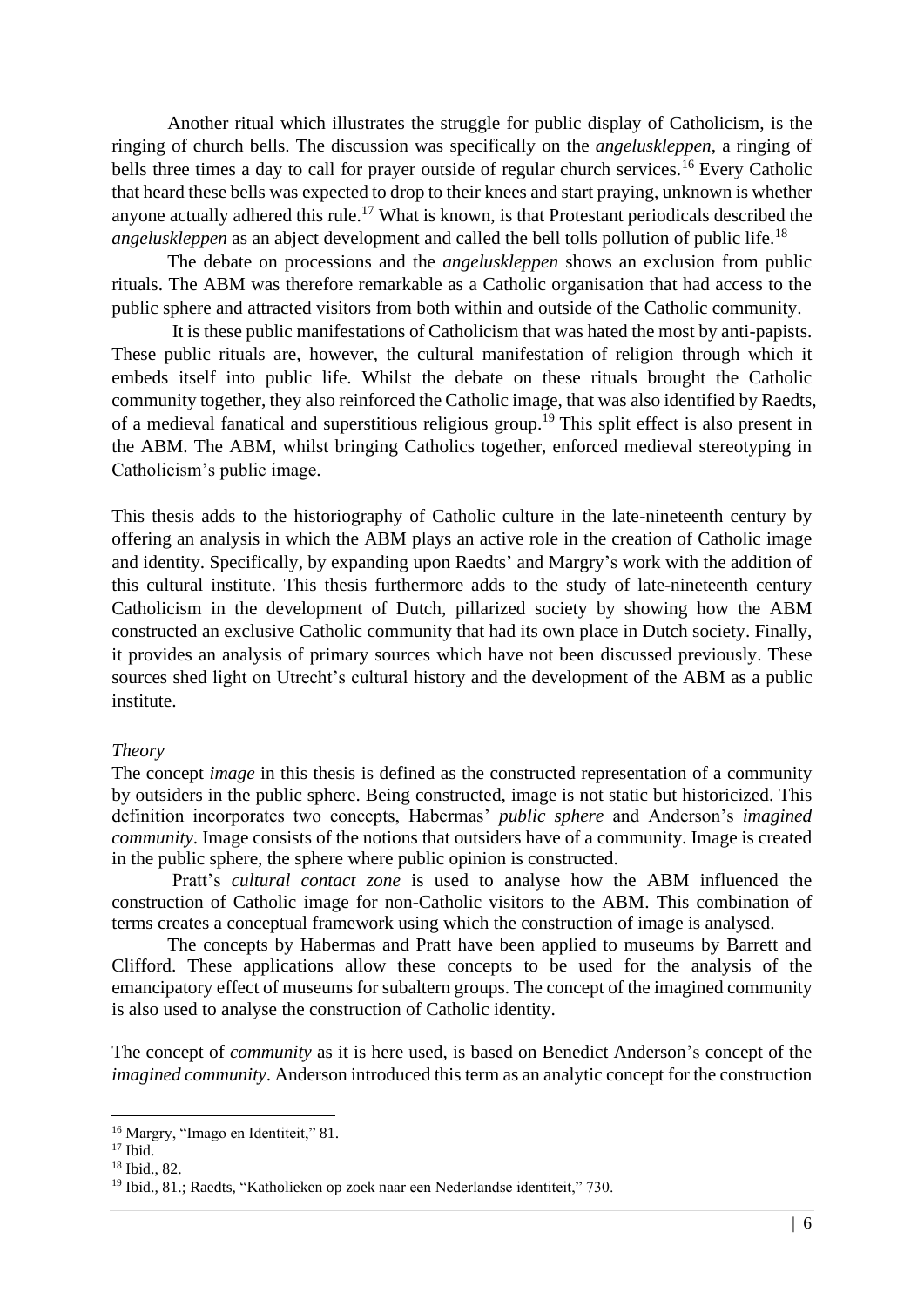Another ritual which illustrates the struggle for public display of Catholicism, is the ringing of church bells. The discussion was specifically on the *angeluskleppen*, a ringing of bells three times a day to call for prayer outside of regular church services.[16] Every Catholic that heard these bells was expected to drop to their knees and start praying, unknown is whether anyone actually adhered this rule.[17] What is known, is that Protestant periodicals described the *angeluskleppen* as an abject development and called the bell tolls pollution of public life.[18]

The debate on processions and the *angeluskleppen* shows an exclusion from public rituals. The ABM was therefore remarkable as a Catholic organisation that had access to the public sphere and attracted visitors from both within and outside of the Catholic community.

It is these public manifestations of Catholicism that was hated the most by anti-papists. These public rituals are, however, the cultural manifestation of religion through which it embeds itself into public life. Whilst the debate on these rituals brought the Catholic community together, they also reinforced the Catholic image, that was also identified by Raedts, of a medieval fanatical and superstitious religious group.[19] This split effect is also present in the ABM. The ABM, whilst bringing Catholics together, enforced medieval stereotyping in Catholicism's public image.

This thesis adds to the historiography of Catholic culture in the late-nineteenth century by offering an analysis in which the ABM plays an active role in the creation of Catholic image and identity. Specifically, by expanding upon Raedts' and Margry's work with the addition of this cultural institute. This thesis furthermore adds to the study of late-nineteenth century Catholicism in the development of Dutch, pillarized society by showing how the ABM constructed an exclusive Catholic community that had its own place in Dutch society. Finally, it provides an analysis of primary sources which have not been discussed previously. These sources shed light on Utrecht's cultural history and the development of the ABM as a public institute.

*Theory*

The concept *image* in this thesis is defined as the constructed representation of a community by outsiders in the public sphere. Being constructed, image is not static but historicized. This definition incorporates two concepts, Habermas' *public sphere* and Anderson's *imagined community*. Image consists of the notions that outsiders have of a community. Image is created in the public sphere, the sphere where public opinion is constructed.

Pratt's *cultural contact zone* is used to analyse how the ABM influenced the construction of Catholic image for non-Catholic visitors to the ABM. This combination of terms creates a conceptual framework using which the construction of image is analysed.

The concepts by Habermas and Pratt have been applied to museums by Barrett and Clifford. These applications allow these concepts to be used for the analysis of the emancipatory effect of museums for subaltern groups. The concept of the imagined community is also used to analyse the construction of Catholic identity.

The concept of *community* as it is here used, is based on Benedict Anderson's concept of the *imagined community*. Anderson introduced this term as an analytic concept for the construction

---

[16] Margry, "Imago en Identiteit," 81.

[17] Ibid.

[18] Ibid., 82.

[19] Ibid., 81.; Raedts, "Katholieken op zoek naar een Nederlandse identiteit," 730.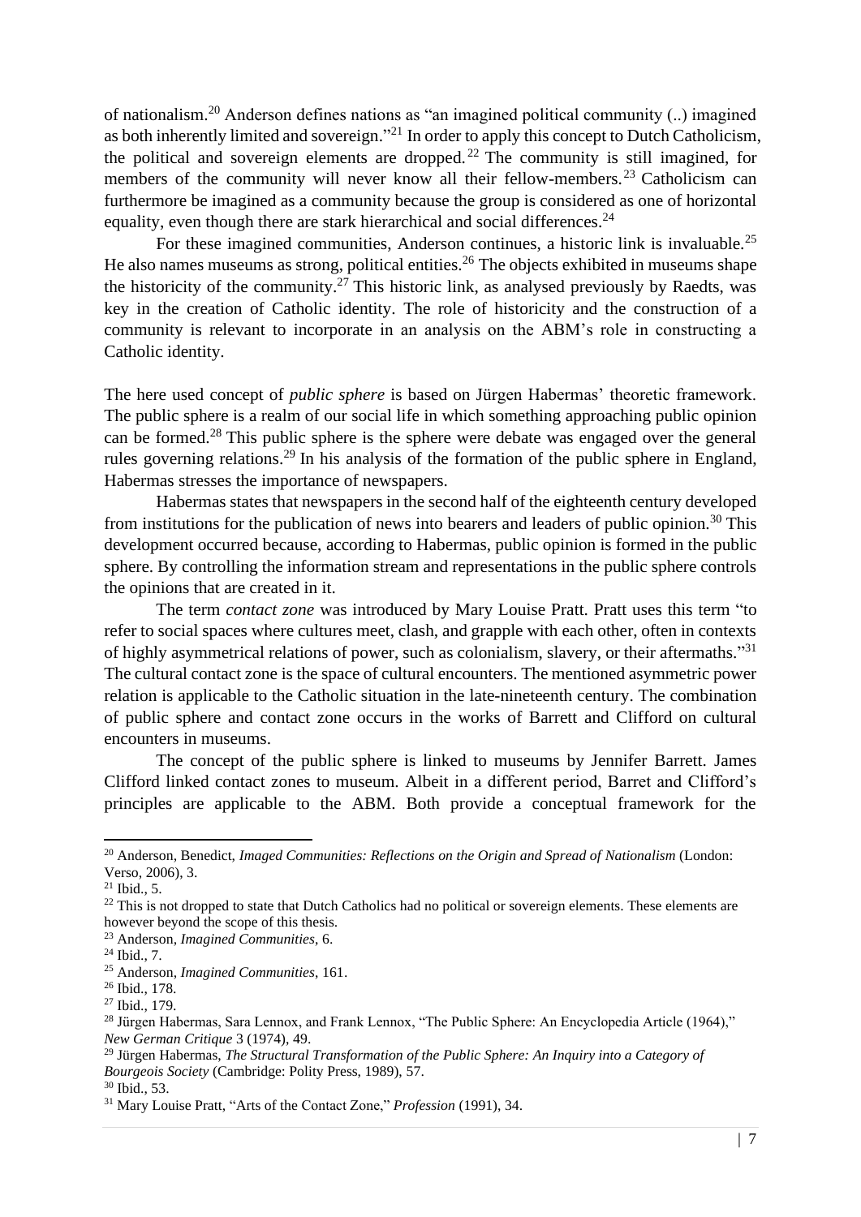of nationalism.[20] Anderson defines nations as "an imagined political community (..) imagined as both inherently limited and sovereign."[21] In order to apply this concept to Dutch Catholicism, the political and sovereign elements are dropped.[22] The community is still imagined, for members of the community will never know all their fellow-members.[23] Catholicism can furthermore be imagined as a community because the group is considered as one of horizontal equality, even though there are stark hierarchical and social differences.[24]

For these imagined communities, Anderson continues, a historic link is invaluable.[25] He also names museums as strong, political entities.[26] The objects exhibited in museums shape the historicity of the community.[27] This historic link, as analysed previously by Raedts, was key in the creation of Catholic identity. The role of historicity and the construction of a community is relevant to incorporate in an analysis on the ABM's role in constructing a Catholic identity.

The here used concept of *public sphere* is based on Jürgen Habermas' theoretic framework. The public sphere is a realm of our social life in which something approaching public opinion can be formed.[28] This public sphere is the sphere were debate was engaged over the general rules governing relations.[29] In his analysis of the formation of the public sphere in England, Habermas stresses the importance of newspapers.

Habermas states that newspapers in the second half of the eighteenth century developed from institutions for the publication of news into bearers and leaders of public opinion.[30] This development occurred because, according to Habermas, public opinion is formed in the public sphere. By controlling the information stream and representations in the public sphere controls the opinions that are created in it.

The term *contact zone* was introduced by Mary Louise Pratt. Pratt uses this term "to refer to social spaces where cultures meet, clash, and grapple with each other, often in contexts of highly asymmetrical relations of power, such as colonialism, slavery, or their aftermaths."[31] The cultural contact zone is the space of cultural encounters. The mentioned asymmetric power relation is applicable to the Catholic situation in the late-nineteenth century. The combination of public sphere and contact zone occurs in the works of Barrett and Clifford on cultural encounters in museums.

The concept of the public sphere is linked to museums by Jennifer Barrett. James Clifford linked contact zones to museum. Albeit in a different period, Barret and Clifford's principles are applicable to the ABM. Both provide a conceptual framework for the

---

[20] Anderson, Benedict, *Imaged Communities: Reflections on the Origin and Spread of Nationalism* (London: Verso, 2006), 3.

[21] Ibid., 5.

[22] This is not dropped to state that Dutch Catholics had no political or sovereign elements. These elements are however beyond the scope of this thesis.

[23] Anderson, *Imagined Communities*, 6.

[24] Ibid., 7.

[25] Anderson, *Imagined Communities*, 161.

[26] Ibid., 178.

[27] Ibid., 179.

[28] Jürgen Habermas, Sara Lennox, and Frank Lennox, "The Public Sphere: An Encyclopedia Article (1964)," *New German Critique* 3 (1974), 49.

[29] Jürgen Habermas, *The Structural Transformation of the Public Sphere: An Inquiry into a Category of Bourgeois Society* (Cambridge: Polity Press, 1989), 57.

[30] Ibid., 53.

[31] Mary Louise Pratt, "Arts of the Contact Zone," *Profession* (1991), 34.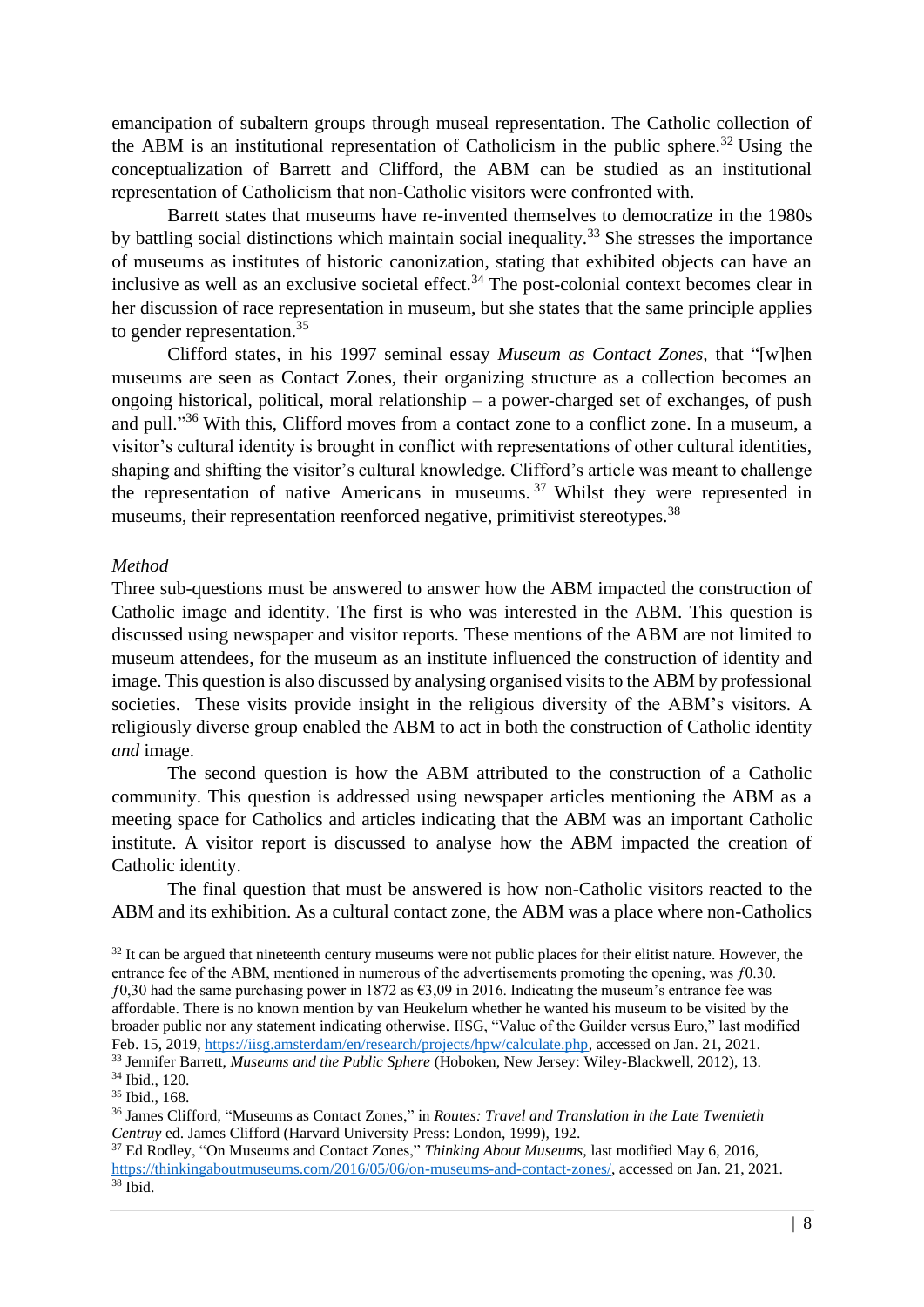emancipation of subaltern groups through museal representation. The Catholic collection of the ABM is an institutional representation of Catholicism in the public sphere.[32] Using the conceptualization of Barrett and Clifford, the ABM can be studied as an institutional representation of Catholicism that non-Catholic visitors were confronted with.

Barrett states that museums have re-invented themselves to democratize in the 1980s by battling social distinctions which maintain social inequality.[33] She stresses the importance of museums as institutes of historic canonization, stating that exhibited objects can have an inclusive as well as an exclusive societal effect.[34] The post-colonial context becomes clear in her discussion of race representation in museum, but she states that the same principle applies to gender representation.[35]

Clifford states, in his 1997 seminal essay *Museum as Contact Zones*, that "[w]hen museums are seen as Contact Zones, their organizing structure as a collection becomes an ongoing historical, political, moral relationship – a power-charged set of exchanges, of push and pull."[36] With this, Clifford moves from a contact zone to a conflict zone. In a museum, a visitor's cultural identity is brought in conflict with representations of other cultural identities, shaping and shifting the visitor's cultural knowledge. Clifford's article was meant to challenge the representation of native Americans in museums.[37] Whilst they were represented in museums, their representation reenforced negative, primitivist stereotypes.[38]

*Method*

Three sub-questions must be answered to answer how the ABM impacted the construction of Catholic image and identity. The first is who was interested in the ABM. This question is discussed using newspaper and visitor reports. These mentions of the ABM are not limited to museum attendees, for the museum as an institute influenced the construction of identity and image. This question is also discussed by analysing organised visits to the ABM by professional societies. These visits provide insight in the religious diversity of the ABM's visitors. A religiously diverse group enabled the ABM to act in both the construction of Catholic identity *and* image.

The second question is how the ABM attributed to the construction of a Catholic community. This question is addressed using newspaper articles mentioning the ABM as a meeting space for Catholics and articles indicating that the ABM was an important Catholic institute. A visitor report is discussed to analyse how the ABM impacted the creation of Catholic identity.

The final question that must be answered is how non-Catholic visitors reacted to the ABM and its exhibition. As a cultural contact zone, the ABM was a place where non-Catholics

---

[32] It can be argued that nineteenth century museums were not public places for their elitist nature. However, the entrance fee of the ABM, mentioned in numerous of the advertisements promoting the opening, was ƒ0.30. ƒ0,30 had the same purchasing power in 1872 as €3,09 in 2016. Indicating the museum's entrance fee was affordable. There is no known mention by van Heukelum whether he wanted his museum to be visited by the broader public nor any statement indicating otherwise. IISG, "Value of the Guilder versus Euro," last modified Feb. 15, 2019, https://iisg.amsterdam/en/research/projects/hpw/calculate.php, accessed on Jan. 21, 2021.

[33] Jennifer Barrett, *Museums and the Public Sphere* (Hoboken, New Jersey: Wiley-Blackwell, 2012), 13.

[34] Ibid., 120.

[35] Ibid., 168.

[36] James Clifford, "Museums as Contact Zones," in *Routes: Travel and Translation in the Late Twentieth Centruy* ed. James Clifford (Harvard University Press: London, 1999), 192.

[37] Ed Rodley, "On Museums and Contact Zones," *Thinking About Museums,* last modified May 6, 2016, https://thinkingaboutmuseums.com/2016/05/06/on-museums-and-contact-zones/, accessed on Jan. 21, 2021.

[38] Ibid.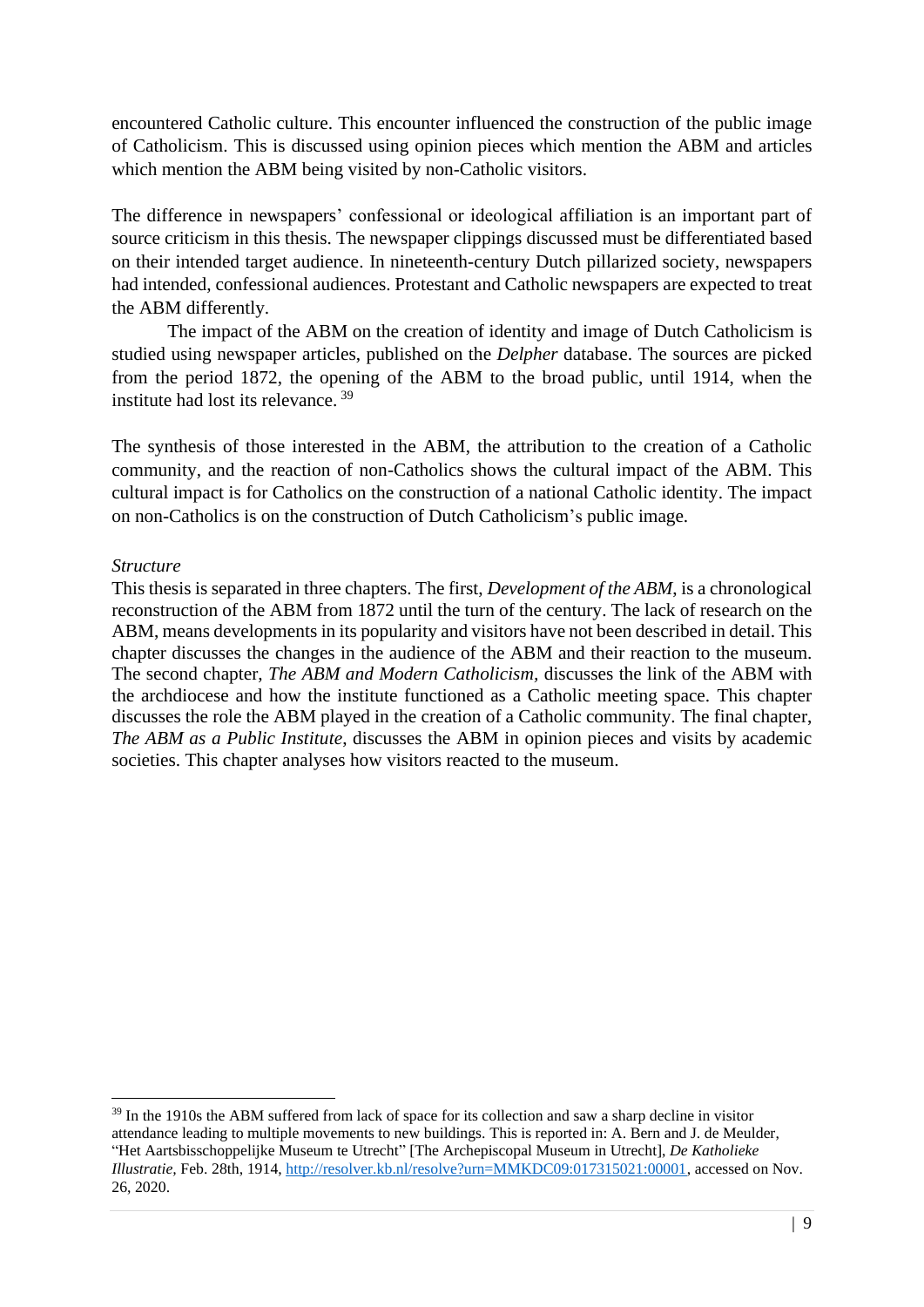encountered Catholic culture. This encounter influenced the construction of the public image of Catholicism. This is discussed using opinion pieces which mention the ABM and articles which mention the ABM being visited by non-Catholic visitors.

The difference in newspapers' confessional or ideological affiliation is an important part of source criticism in this thesis. The newspaper clippings discussed must be differentiated based on their intended target audience. In nineteenth-century Dutch pillarized society, newspapers had intended, confessional audiences. Protestant and Catholic newspapers are expected to treat the ABM differently.

The impact of the ABM on the creation of identity and image of Dutch Catholicism is studied using newspaper articles, published on the *Delpher* database. The sources are picked from the period 1872, the opening of the ABM to the broad public, until 1914, when the institute had lost its relevance. [39]

The synthesis of those interested in the ABM, the attribution to the creation of a Catholic community, and the reaction of non-Catholics shows the cultural impact of the ABM. This cultural impact is for Catholics on the construction of a national Catholic identity. The impact on non-Catholics is on the construction of Dutch Catholicism's public image.

*Structure*

This thesis is separated in three chapters. The first, *Development of the ABM*, is a chronological reconstruction of the ABM from 1872 until the turn of the century. The lack of research on the ABM, means developments in its popularity and visitors have not been described in detail. This chapter discusses the changes in the audience of the ABM and their reaction to the museum. The second chapter, *The ABM and Modern Catholicism*, discusses the link of the ABM with the archdiocese and how the institute functioned as a Catholic meeting space. This chapter discusses the role the ABM played in the creation of a Catholic community. The final chapter, *The ABM as a Public Institute*, discusses the ABM in opinion pieces and visits by academic societies. This chapter analyses how visitors reacted to the museum.

---

[39] In the 1910s the ABM suffered from lack of space for its collection and saw a sharp decline in visitor attendance leading to multiple movements to new buildings. This is reported in: A. Bern and J. de Meulder, "Het Aartsbisschoppelijke Museum te Utrecht" [The Archepiscopal Museum in Utrecht], *De Katholieke Illustratie*, Feb. 28th, 1914, http://resolver.kb.nl/resolve?urn=MMKDC09:017315021:00001, accessed on Nov. 26, 2020.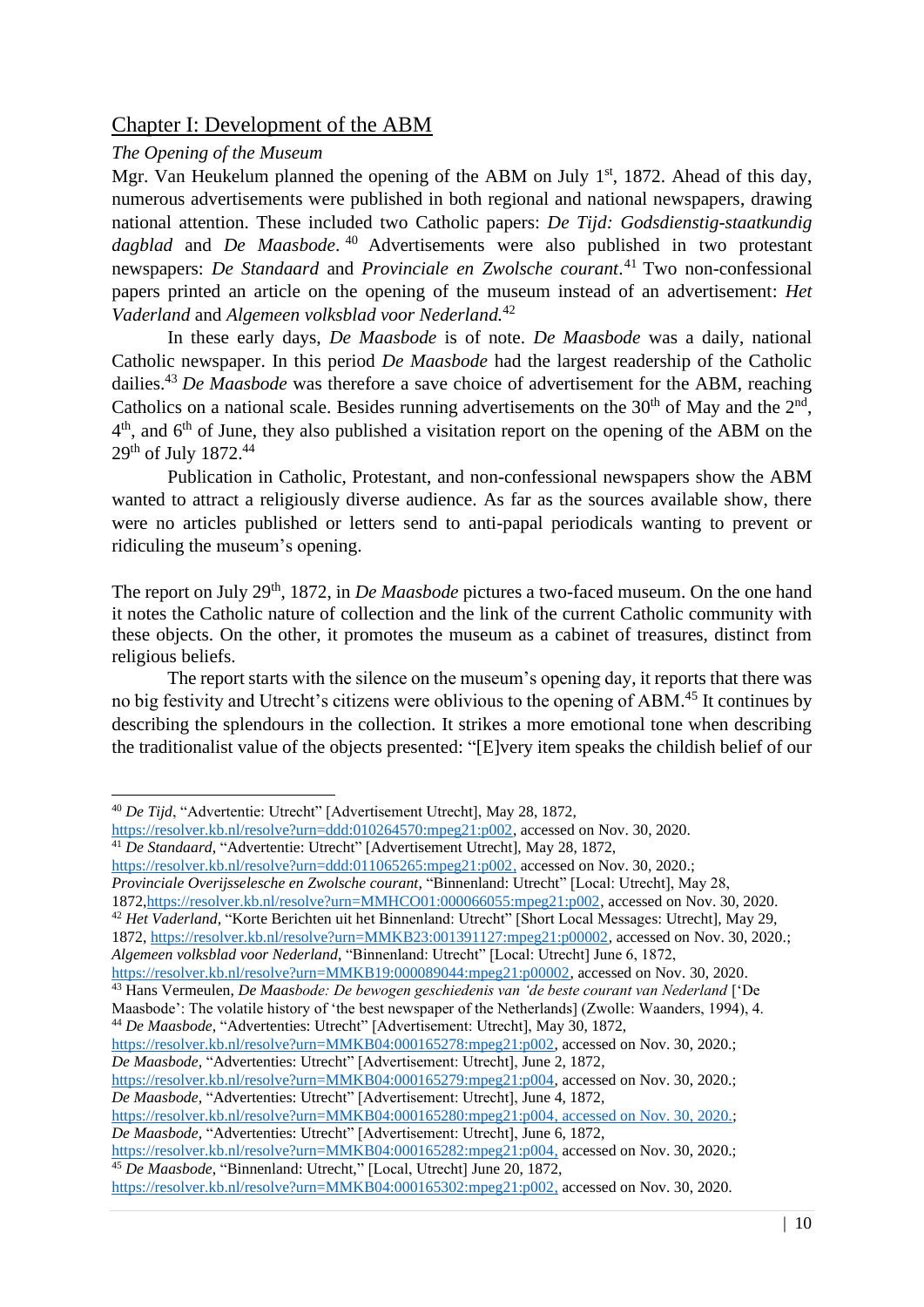## Chapter I: Development of the ABM

### *The Opening of the Museum*

Mgr. Van Heukelum planned the opening of the ABM on July 1st, 1872. Ahead of this day, numerous advertisements were published in both regional and national newspapers, drawing national attention. These included two Catholic papers: *De Tijd: Godsdienstig-staatkundig dagblad* and *De Maasbode*.[40] Advertisements were also published in two protestant newspapers: *De Standaard* and *Provinciale en Zwolsche courant*.[41] Two non-confessional papers printed an article on the opening of the museum instead of an advertisement: *Het Vaderland* and *Algemeen volksblad voor Nederland.*[42]

In these early days, *De Maasbode* is of note. *De Maasbode* was a daily, national Catholic newspaper. In this period *De Maasbode* had the largest readership of the Catholic dailies.[43] *De Maasbode* was therefore a save choice of advertisement for the ABM, reaching Catholics on a national scale. Besides running advertisements on the 30th of May and the 2nd, 4th, and 6th of June, they also published a visitation report on the opening of the ABM on the 29th of July 1872.[44]

Publication in Catholic, Protestant, and non-confessional newspapers show the ABM wanted to attract a religiously diverse audience. As far as the sources available show, there were no articles published or letters send to anti-papal periodicals wanting to prevent or ridiculing the museum's opening.

The report on July 29th, 1872, in *De Maasbode* pictures a two-faced museum. On the one hand it notes the Catholic nature of collection and the link of the current Catholic community with these objects. On the other, it promotes the museum as a cabinet of treasures, distinct from religious beliefs.

The report starts with the silence on the museum's opening day, it reports that there was no big festivity and Utrecht's citizens were oblivious to the opening of ABM.[45] It continues by describing the splendours in the collection. It strikes a more emotional tone when describing the traditionalist value of the objects presented: "[E]very item speaks the childish belief of our

---

[40] *De Tijd*, "Advertentie: Utrecht" [Advertisement Utrecht], May 28, 1872, https://resolver.kb.nl/resolve?urn=ddd:010264570:mpeg21:p002, accessed on Nov. 30, 2020.

[41] *De Standaard*, "Advertentie: Utrecht" [Advertisement Utrecht], May 28, 1872, https://resolver.kb.nl/resolve?urn=ddd:011065265:mpeg21:p002, accessed on Nov. 30, 2020.; *Provinciale Overijsselesche en Zwolsche courant*, "Binnenland: Utrecht" [Local: Utrecht], May 28, 1872,https://resolver.kb.nl/resolve?urn=MMHCO01:000066055:mpeg21:p002, accessed on Nov. 30, 2020.

[42] *Het Vaderland*, "Korte Berichten uit het Binnenland: Utrecht" [Short Local Messages: Utrecht], May 29, 1872, https://resolver.kb.nl/resolve?urn=MMKB23:001391127:mpeg21:p00002, accessed on Nov. 30, 2020.; *Algemeen volksblad voor Nederland*, "Binnenland: Utrecht" [Local: Utrecht] June 6, 1872, https://resolver.kb.nl/resolve?urn=MMKB19:000089044:mpeg21:p00002, accessed on Nov. 30, 2020.

[43] Hans Vermeulen, *De Maasbode: De bewogen geschiedenis van 'de beste courant van Nederland* ['De Maasbode': The volatile history of 'the best newspaper of the Netherlands] (Zwolle: Waanders, 1994), 4.

[44] *De Maasbode*, "Advertenties: Utrecht" [Advertisement: Utrecht], May 30, 1872, https://resolver.kb.nl/resolve?urn=MMKB04:000165278:mpeg21:p002, accessed on Nov. 30, 2020.; *De Maasbode*, "Advertenties: Utrecht" [Advertisement: Utrecht], June 2, 1872, https://resolver.kb.nl/resolve?urn=MMKB04:000165279:mpeg21:p004, accessed on Nov. 30, 2020.; *De Maasbode*, "Advertenties: Utrecht" [Advertisement: Utrecht], June 4, 1872, https://resolver.kb.nl/resolve?urn=MMKB04:000165280:mpeg21:p004, accessed on Nov. 30, 2020.; *De Maasbode*, "Advertenties: Utrecht" [Advertisement: Utrecht], June 6, 1872, https://resolver.kb.nl/resolve?urn=MMKB04:000165282:mpeg21:p004, accessed on Nov. 30, 2020.;

[45] *De Maasbode*, "Binnenland: Utrecht," [Local, Utrecht] June 20, 1872, https://resolver.kb.nl/resolve?urn=MMKB04:000165302:mpeg21:p002, accessed on Nov. 30, 2020.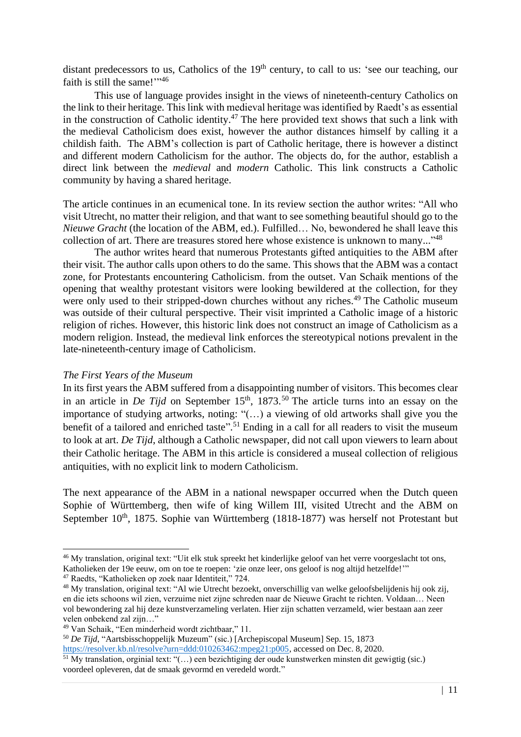distant predecessors to us, Catholics of the 19th century, to call to us: 'see our teaching, our faith is still the same!'"[46]

This use of language provides insight in the views of nineteenth-century Catholics on the link to their heritage. This link with medieval heritage was identified by Raedt's as essential in the construction of Catholic identity.[47] The here provided text shows that such a link with the medieval Catholicism does exist, however the author distances himself by calling it a childish faith. The ABM's collection is part of Catholic heritage, there is however a distinct and different modern Catholicism for the author. The objects do, for the author, establish a direct link between the *medieval* and *modern* Catholic. This link constructs a Catholic community by having a shared heritage.

The article continues in an ecumenical tone. In its review section the author writes: "All who visit Utrecht, no matter their religion, and that want to see something beautiful should go to the *Nieuwe Gracht* (the location of the ABM, ed.). Fulfilled… No, bewondered he shall leave this collection of art. There are treasures stored here whose existence is unknown to many..."[48]

The author writes heard that numerous Protestants gifted antiquities to the ABM after their visit. The author calls upon others to do the same. This shows that the ABM was a contact zone, for Protestants encountering Catholicism. from the outset. Van Schaik mentions of the opening that wealthy protestant visitors were looking bewildered at the collection, for they were only used to their stripped-down churches without any riches.[49] The Catholic museum was outside of their cultural perspective. Their visit imprinted a Catholic image of a historic religion of riches. However, this historic link does not construct an image of Catholicism as a modern religion. Instead, the medieval link enforces the stereotypical notions prevalent in the late-nineteenth-century image of Catholicism.

*The First Years of the Museum*

In its first years the ABM suffered from a disappointing number of visitors. This becomes clear in an article in *De Tijd* on September 15th, 1873.[50] The article turns into an essay on the importance of studying artworks, noting: "(…) a viewing of old artworks shall give you the benefit of a tailored and enriched taste".[51] Ending in a call for all readers to visit the museum to look at art. *De Tijd*, although a Catholic newspaper, did not call upon viewers to learn about their Catholic heritage. The ABM in this article is considered a museal collection of religious antiquities, with no explicit link to modern Catholicism.

The next appearance of the ABM in a national newspaper occurred when the Dutch queen Sophie of Württemberg, then wife of king Willem III, visited Utrecht and the ABM on September 10th, 1875. Sophie van Württemberg (1818-1877) was herself not Protestant but

---

[46] My translation, original text: "Uit elk stuk spreekt het kinderlijke geloof van het verre voorgeslacht tot ons, Katholieken der 19e eeuw, om on toe te roepen: 'zie onze leer, ons geloof is nog altijd hetzelfde!'"

[47] Raedts, "Katholieken op zoek naar Identiteit," 724.

[48] My translation, original text: "Al wie Utrecht bezoekt, onverschillig van welke geloofsbelijdenis hij ook zij, en die iets schoons wil zien, verzuime niet zijne schreden naar de Nieuwe Gracht te richten. Voldaan… Neen vol bewondering zal hij deze kunstverzameling verlaten. Hier zijn schatten verzameld, wier bestaan aan zeer velen onbekend zal zijn…"

[49] Van Schaik, "Een minderheid wordt zichtbaar," 11.

[50] *De Tijd*, "Aartsbisschoppelijk Muzeum" (sic.) [Archepiscopal Museum] Sep. 15, 1873 https://resolver.kb.nl/resolve?urn=ddd:010263462:mpeg21:p005, accessed on Dec. 8, 2020.

[51] My translation, orginial text: "(…) een bezichtiging der oude kunstwerken minsten dit gewigtig (sic.) voordeel opleveren, dat de smaak gevormd en veredeld wordt."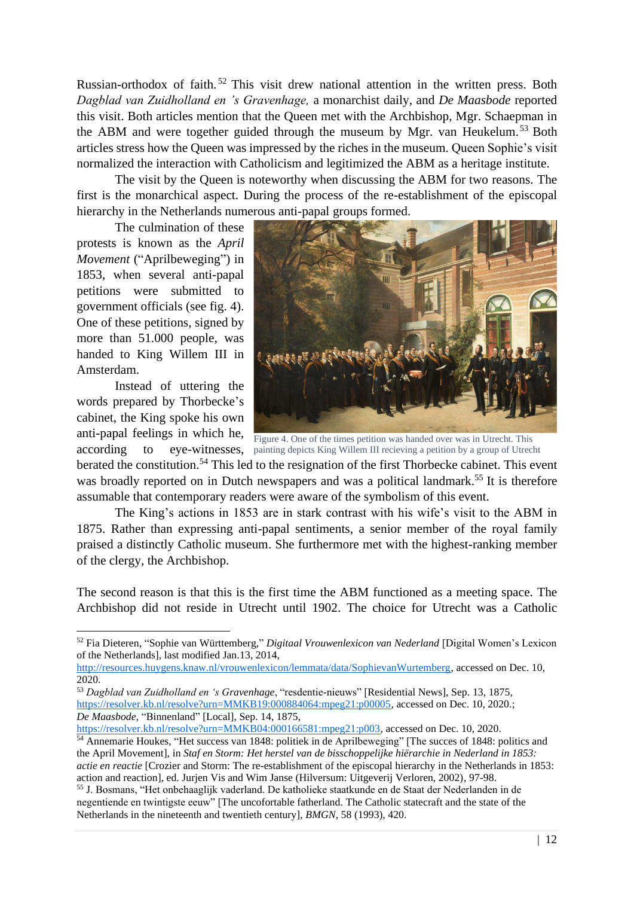Russian-orthodox of faith.[52] This visit drew national attention in the written press. Both *Dagblad van Zuidholland en 's Gravenhage,* a monarchist daily, and *De Maasbode* reported this visit. Both articles mention that the Queen met with the Archbishop, Mgr. Schaepman in the ABM and were together guided through the museum by Mgr. van Heukelum.[53] Both articles stress how the Queen was impressed by the riches in the museum. Queen Sophie's visit normalized the interaction with Catholicism and legitimized the ABM as a heritage institute.

The visit by the Queen is noteworthy when discussing the ABM for two reasons. The first is the monarchical aspect. During the process of the re-establishment of the episcopal hierarchy in the Netherlands numerous anti-papal groups formed.

The culmination of these protests is known as the *April Movement* ("Aprilbeweging") in 1853, when several anti-papal petitions were submitted to government officials (see fig. 4). One of these petitions, signed by more than 51.000 people, was handed to King Willem III in Amsterdam.

Instead of uttering the words prepared by Thorbecke's cabinet, the King spoke his own anti-papal feelings in which he, according to eye-witnesses, berated the constitution.[54] This led to the resignation of the first Thorbecke cabinet. This event was broadly reported on in Dutch newspapers and was a political landmark.[55] It is therefore assumable that contemporary readers were aware of the symbolism of this event.

Figure 4. One of the times petition was handed over was in Utrecht. This painting depicts King Willem III recieving a petition by a group of Utrecht

The King's actions in 1853 are in stark contrast with his wife's visit to the ABM in 1875. Rather than expressing anti-papal sentiments, a senior member of the royal family praised a distinctly Catholic museum. She furthermore met with the highest-ranking member of the clergy, the Archbishop.

The second reason is that this is the first time the ABM functioned as a meeting space. The Archbishop did not reside in Utrecht until 1902. The choice for Utrecht was a Catholic

---

[52] Fia Dieteren, "Sophie van Württemberg," *Digitaal Vrouwenlexicon van Nederland* [Digital Women's Lexicon of the Netherlands], last modified Jan.13, 2014, http://resources.huygens.knaw.nl/vrouwenlexicon/lemmata/data/SophievanWurtemberg, accessed on Dec. 10, 2020.

[53] *Dagblad van Zuidholland en 's Gravenhage*, "resdentie-nieuws" [Residential News], Sep. 13, 1875, https://resolver.kb.nl/resolve?urn=MMKB19:000884064:mpeg21:p00005, accessed on Dec. 10, 2020.; *De Maasbode*, "Binnenland" [Local], Sep. 14, 1875, https://resolver.kb.nl/resolve?urn=MMKB04:000166581:mpeg21:p003, accessed on Dec. 10, 2020.

[54] Annemarie Houkes, "Het success van 1848: politiek in de Aprilbeweging" [The succes of 1848: politics and the April Movement], in *Staf en Storm: Het herstel van de bisschoppelijke hiërarchie in Nederland in 1853: actie en reactie* [Crozier and Storm: The re-establishment of the episcopal hierarchy in the Netherlands in 1853: action and reaction], ed. Jurjen Vis and Wim Janse (Hilversum: Uitgeverij Verloren, 2002), 97-98.

[55] J. Bosmans, "Het onbehaaglijk vaderland. De katholieke staatkunde en de Staat der Nederlanden in de negentiende en twintigste eeuw" [The uncofortable fatherland. The Catholic statecraft and the state of the Netherlands in the nineteenth and twentieth century], *BMGN*, 58 (1993), 420.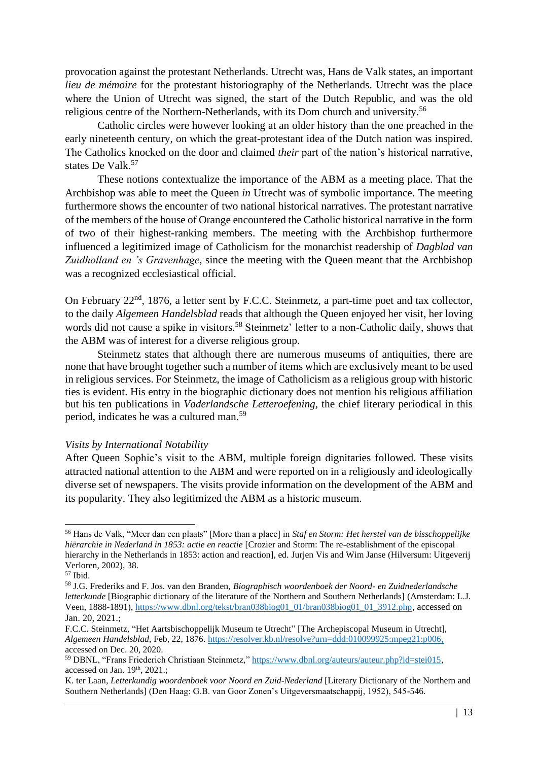provocation against the protestant Netherlands. Utrecht was, Hans de Valk states, an important *lieu de mémoire* for the protestant historiography of the Netherlands. Utrecht was the place where the Union of Utrecht was signed, the start of the Dutch Republic, and was the old religious centre of the Northern-Netherlands, with its Dom church and university.[56]

Catholic circles were however looking at an older history than the one preached in the early nineteenth century, on which the great-protestant idea of the Dutch nation was inspired. The Catholics knocked on the door and claimed *their* part of the nation's historical narrative, states De Valk.[57]

These notions contextualize the importance of the ABM as a meeting place. That the Archbishop was able to meet the Queen *in* Utrecht was of symbolic importance. The meeting furthermore shows the encounter of two national historical narratives. The protestant narrative of the members of the house of Orange encountered the Catholic historical narrative in the form of two of their highest-ranking members. The meeting with the Archbishop furthermore influenced a legitimized image of Catholicism for the monarchist readership of *Dagblad van Zuidholland en 's Gravenhage*, since the meeting with the Queen meant that the Archbishop was a recognized ecclesiastical official.

On February 22nd, 1876, a letter sent by F.C.C. Steinmetz, a part-time poet and tax collector, to the daily *Algemeen Handelsblad* reads that although the Queen enjoyed her visit, her loving words did not cause a spike in visitors.[58] Steinmetz' letter to a non-Catholic daily, shows that the ABM was of interest for a diverse religious group.

Steinmetz states that although there are numerous museums of antiquities, there are none that have brought together such a number of items which are exclusively meant to be used in religious services. For Steinmetz, the image of Catholicism as a religious group with historic ties is evident. His entry in the biographic dictionary does not mention his religious affiliation but his ten publications in *Vaderlandsche Letteroefening*, the chief literary periodical in this period, indicates he was a cultured man.[59]

*Visits by International Notability*

After Queen Sophie's visit to the ABM, multiple foreign dignitaries followed. These visits attracted national attention to the ABM and were reported on in a religiously and ideologically diverse set of newspapers. The visits provide information on the development of the ABM and its popularity. They also legitimized the ABM as a historic museum.

---

[56] Hans de Valk, "Meer dan een plaats" [More than a place] in *Staf en Storm: Het herstel van de bisschoppelijke hiërarchie in Nederland in 1853: actie en reactie* [Crozier and Storm: The re-establishment of the episcopal hierarchy in the Netherlands in 1853: action and reaction], ed. Jurjen Vis and Wim Janse (Hilversum: Uitgeverij Verloren, 2002), 38.

[57] Ibid.

[58] J.G. Frederiks and F. Jos. van den Branden, *Biographisch woordenboek der Noord- en Zuidnederlandsche letterkunde* [Biographic dictionary of the literature of the Northern and Southern Netherlands] (Amsterdam: L.J. Veen, 1888-1891), https://www.dbnl.org/tekst/bran038biog01_01/bran038biog01_01_3912.php, accessed on Jan. 20, 2021.;
F.C.C. Steinmetz, "Het Aartsbischoppelijk Museum te Utrecht" [The Archepiscopal Museum in Utrecht], *Algemeen Handelsblad*, Feb, 22, 1876. https://resolver.kb.nl/resolve?urn=ddd:010099925:mpeg21:p006, accessed on Dec. 20, 2020.

[59] DBNL, "Frans Friederich Christiaan Steinmetz," https://www.dbnl.org/auteurs/auteur.php?id=stei015, accessed on Jan. 19th, 2021.;
K. ter Laan, *Letterkundig woordenboek voor Noord en Zuid-Nederland* [Literary Dictionary of the Northern and Southern Netherlands] (Den Haag: G.B. van Goor Zonen's Uitgeversmaatschappij, 1952), 545-546.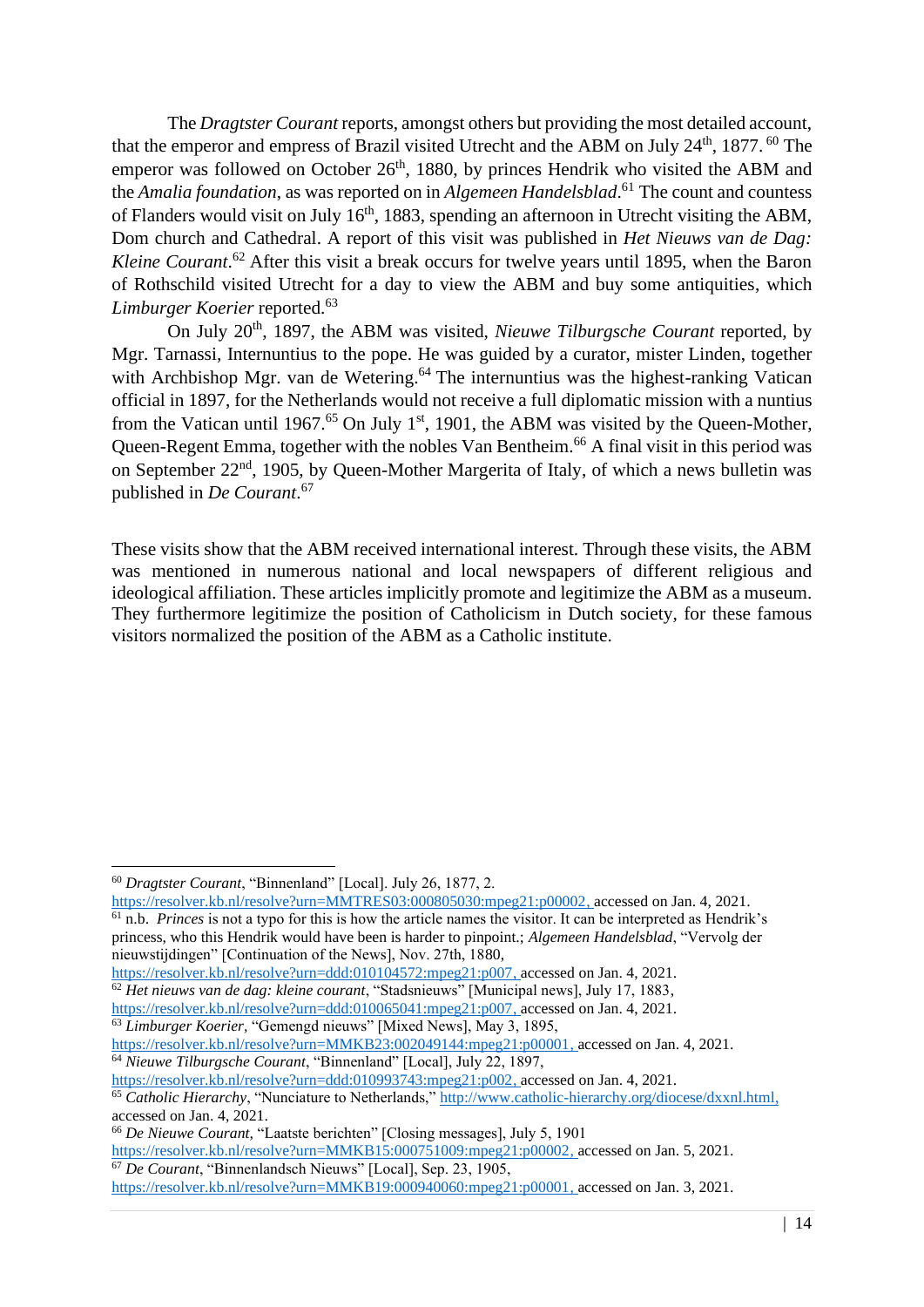The *Dragtster Courant* reports, amongst others but providing the most detailed account, that the emperor and empress of Brazil visited Utrecht and the ABM on July 24th, 1877.[60] The emperor was followed on October 26th, 1880, by princes Hendrik who visited the ABM and the *Amalia foundation*, as was reported on in *Algemeen Handelsblad*.[61] The count and countess of Flanders would visit on July 16th, 1883, spending an afternoon in Utrecht visiting the ABM, Dom church and Cathedral. A report of this visit was published in *Het Nieuws van de Dag: Kleine Courant*.[62] After this visit a break occurs for twelve years until 1895, when the Baron of Rothschild visited Utrecht for a day to view the ABM and buy some antiquities, which *Limburger Koerier* reported.[63]

On July 20th, 1897, the ABM was visited, *Nieuwe Tilburgsche Courant* reported, by Mgr. Tarnassi, Internuntius to the pope. He was guided by a curator, mister Linden, together with Archbishop Mgr. van de Wetering.[64] The internuntius was the highest-ranking Vatican official in 1897, for the Netherlands would not receive a full diplomatic mission with a nuntius from the Vatican until 1967.[65] On July 1st, 1901, the ABM was visited by the Queen-Mother, Queen-Regent Emma, together with the nobles Van Bentheim.[66] A final visit in this period was on September 22nd, 1905, by Queen-Mother Margerita of Italy, of which a news bulletin was published in *De Courant*.[67]

These visits show that the ABM received international interest. Through these visits, the ABM was mentioned in numerous national and local newspapers of different religious and ideological affiliation. These articles implicitly promote and legitimize the ABM as a museum. They furthermore legitimize the position of Catholicism in Dutch society, for these famous visitors normalized the position of the ABM as a Catholic institute.

---

[60] *Dragtster Courant*, "Binnenland" [Local]. July 26, 1877, 2. https://resolver.kb.nl/resolve?urn=MMTRES03:000805030:mpeg21:p00002, accessed on Jan. 4, 2021.

[61] n.b. *Princes* is not a typo for this is how the article names the visitor. It can be interpreted as Hendrik's princess, who this Hendrik would have been is harder to pinpoint.; *Algemeen Handelsblad*, "Vervolg der nieuwstijdingen" [Continuation of the News], Nov. 27th, 1880, https://resolver.kb.nl/resolve?urn=ddd:010104572:mpeg21:p007, accessed on Jan. 4, 2021.

[62] *Het nieuws van de dag: kleine courant*, "Stadsnieuws" [Municipal news], July 17, 1883, https://resolver.kb.nl/resolve?urn=ddd:010065041:mpeg21:p007, accessed on Jan. 4, 2021.

[63] *Limburger Koerier*, "Gemengd nieuws" [Mixed News], May 3, 1895, https://resolver.kb.nl/resolve?urn=MMKB23:002049144:mpeg21:p00001, accessed on Jan. 4, 2021.

[64] *Nieuwe Tilburgsche Courant*, "Binnenland" [Local], July 22, 1897, https://resolver.kb.nl/resolve?urn=ddd:010993743:mpeg21:p002, accessed on Jan. 4, 2021.

[65] *Catholic Hierarchy*, "Nunciature to Netherlands," http://www.catholic-hierarchy.org/diocese/dxxnl.html, accessed on Jan. 4, 2021.

[66] *De Nieuwe Courant*, "Laatste berichten" [Closing messages], July 5, 1901 https://resolver.kb.nl/resolve?urn=MMKB15:000751009:mpeg21:p00002, accessed on Jan. 5, 2021.

[67] *De Courant*, "Binnenlandsch Nieuws" [Local], Sep. 23, 1905, https://resolver.kb.nl/resolve?urn=MMKB19:000940060:mpeg21:p00001, accessed on Jan. 3, 2021.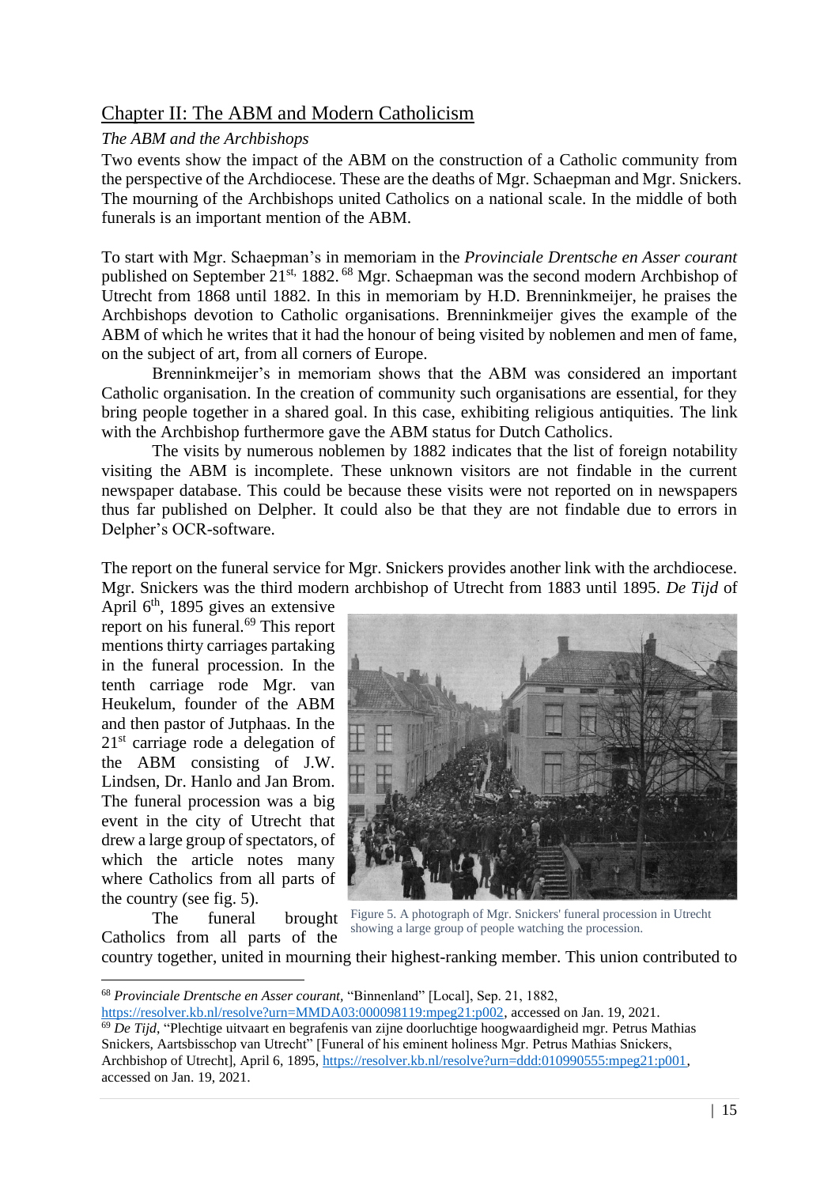## Chapter II: The ABM and Modern Catholicism

### *The ABM and the Archbishops*

Two events show the impact of the ABM on the construction of a Catholic community from the perspective of the Archdiocese. These are the deaths of Mgr. Schaepman and Mgr. Snickers. The mourning of the Archbishops united Catholics on a national scale. In the middle of both funerals is an important mention of the ABM.

To start with Mgr. Schaepman's in memoriam in the *Provinciale Drentsche en Asser courant* published on September 21st, 1882.[68] Mgr. Schaepman was the second modern Archbishop of Utrecht from 1868 until 1882. In this in memoriam by H.D. Brenninkmeijer, he praises the Archbishops devotion to Catholic organisations. Brenninkmeijer gives the example of the ABM of which he writes that it had the honour of being visited by noblemen and men of fame, on the subject of art, from all corners of Europe.

Brenninkmeijer's in memoriam shows that the ABM was considered an important Catholic organisation. In the creation of community such organisations are essential, for they bring people together in a shared goal. In this case, exhibiting religious antiquities. The link with the Archbishop furthermore gave the ABM status for Dutch Catholics.

The visits by numerous noblemen by 1882 indicates that the list of foreign notability visiting the ABM is incomplete. These unknown visitors are not findable in the current newspaper database. This could be because these visits were not reported on in newspapers thus far published on Delpher. It could also be that they are not findable due to errors in Delpher's OCR-software.

The report on the funeral service for Mgr. Snickers provides another link with the archdiocese. Mgr. Snickers was the third modern archbishop of Utrecht from 1883 until 1895. *De Tijd* of April 6th, 1895 gives an extensive report on his funeral.[69] This report mentions thirty carriages partaking in the funeral procession. In the tenth carriage rode Mgr. van Heukelum, founder of the ABM and then pastor of Jutphaas. In the 21st carriage rode a delegation of the ABM consisting of J.W. Lindsen, Dr. Hanlo and Jan Brom. The funeral procession was a big event in the city of Utrecht that drew a large group of spectators, of which the article notes many where Catholics from all parts of the country (see fig. 5).

Figure 5. A photograph of Mgr. Snickers' funeral procession in Utrecht showing a large group of people watching the procession.

The funeral brought Catholics from all parts of the country together, united in mourning their highest-ranking member. This union contributed to

---

[68] *Provinciale Drentsche en Asser courant*, "Binnenland" [Local], Sep. 21, 1882, https://resolver.kb.nl/resolve?urn=MMDA03:000098119:mpeg21:p002, accessed on Jan. 19, 2021.

[69] *De Tijd*, "Plechtige uitvaart en begrafenis van zijne doorluchtige hoogwaardigheid mgr. Petrus Mathias Snickers, Aartsbisschop van Utrecht" [Funeral of his eminent holiness Mgr. Petrus Mathias Snickers, Archbishop of Utrecht], April 6, 1895, https://resolver.kb.nl/resolve?urn=ddd:010990555:mpeg21:p001, accessed on Jan. 19, 2021.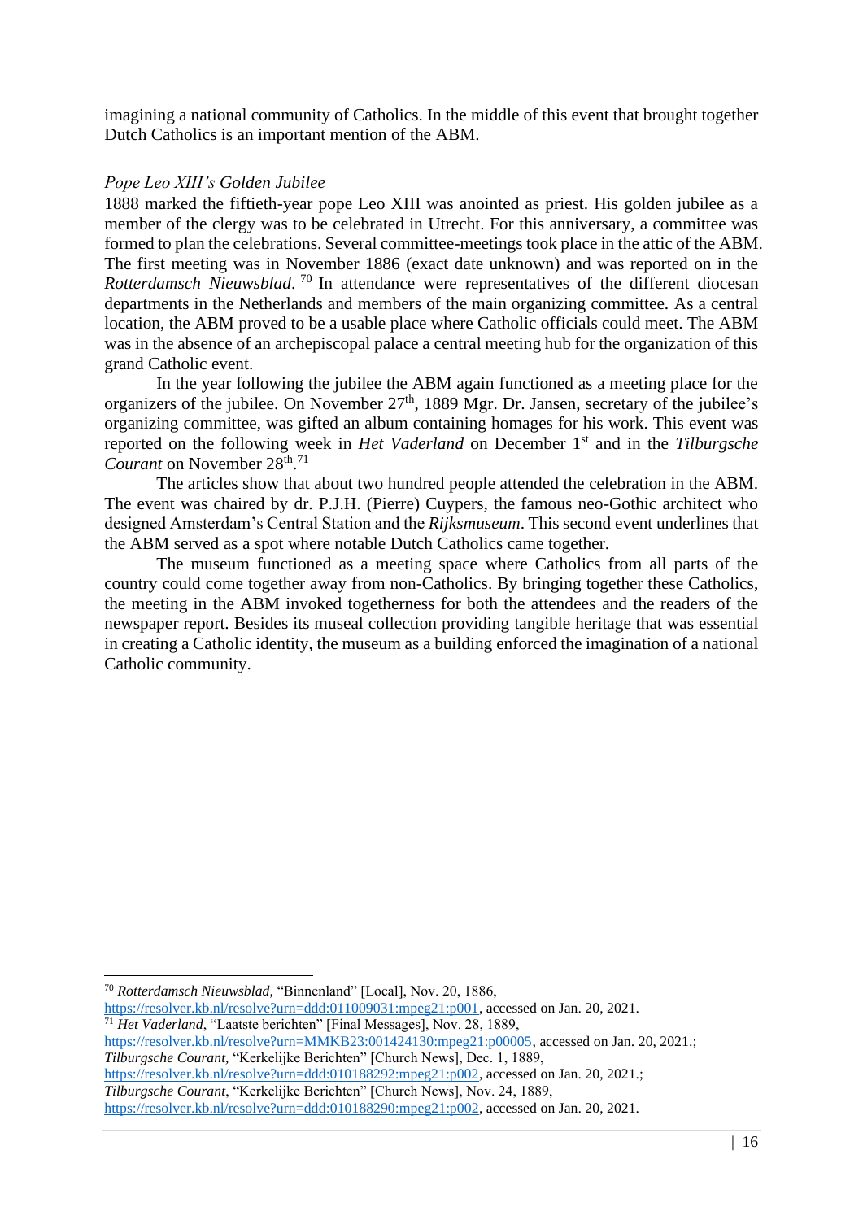imagining a national community of Catholics. In the middle of this event that brought together Dutch Catholics is an important mention of the ABM.

### *Pope Leo XIII's Golden Jubilee*

1888 marked the fiftieth-year pope Leo XIII was anointed as priest. His golden jubilee as a member of the clergy was to be celebrated in Utrecht. For this anniversary, a committee was formed to plan the celebrations. Several committee-meetings took place in the attic of the ABM. The first meeting was in November 1886 (exact date unknown) and was reported on in the *Rotterdamsch Nieuwsblad*.[70] In attendance were representatives of the different diocesan departments in the Netherlands and members of the main organizing committee. As a central location, the ABM proved to be a usable place where Catholic officials could meet. The ABM was in the absence of an archepiscopal palace a central meeting hub for the organization of this grand Catholic event.

In the year following the jubilee the ABM again functioned as a meeting place for the organizers of the jubilee. On November 27th, 1889 Mgr. Dr. Jansen, secretary of the jubilee's organizing committee, was gifted an album containing homages for his work. This event was reported on the following week in *Het Vaderland* on December 1st and in the *Tilburgsche Courant* on November 28th.[71]

The articles show that about two hundred people attended the celebration in the ABM. The event was chaired by dr. P.J.H. (Pierre) Cuypers, the famous neo-Gothic architect who designed Amsterdam's Central Station and the *Rijksmuseum*. This second event underlines that the ABM served as a spot where notable Dutch Catholics came together.

The museum functioned as a meeting space where Catholics from all parts of the country could come together away from non-Catholics. By bringing together these Catholics, the meeting in the ABM invoked togetherness for both the attendees and the readers of the newspaper report. Besides its museal collection providing tangible heritage that was essential in creating a Catholic identity, the museum as a building enforced the imagination of a national Catholic community.

---

[70] *Rotterdamsch Nieuwsblad*, "Binnenland" [Local], Nov. 20, 1886, https://resolver.kb.nl/resolve?urn=ddd:011009031:mpeg21:p001, accessed on Jan. 20, 2021.

[71] *Het Vaderland*, "Laatste berichten" [Final Messages], Nov. 28, 1889, https://resolver.kb.nl/resolve?urn=MMKB23:001424130:mpeg21:p00005, accessed on Jan. 20, 2021.; *Tilburgsche Courant*, "Kerkelijke Berichten" [Church News], Dec. 1, 1889, https://resolver.kb.nl/resolve?urn=ddd:010188292:mpeg21:p002, accessed on Jan. 20, 2021.; *Tilburgsche Courant*, "Kerkelijke Berichten" [Church News], Nov. 24, 1889, https://resolver.kb.nl/resolve?urn=ddd:010188290:mpeg21:p002, accessed on Jan. 20, 2021.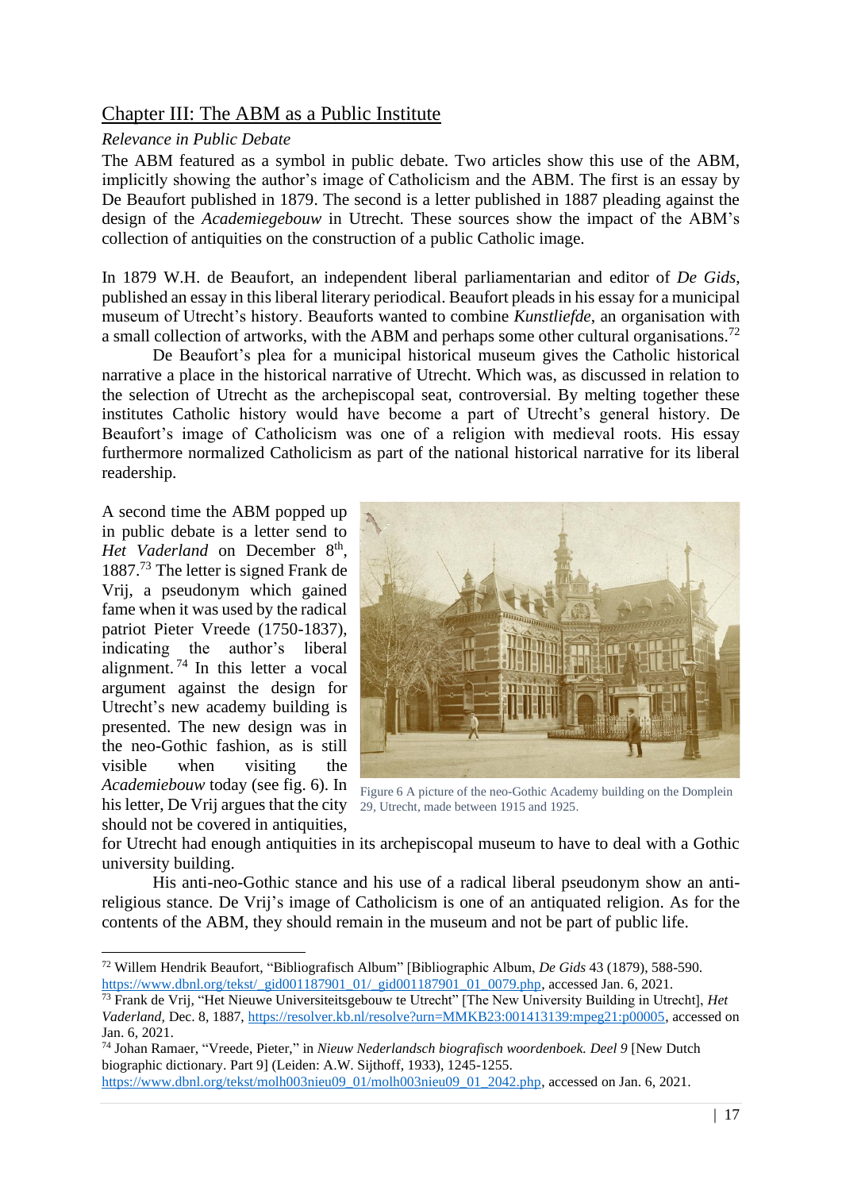## Chapter III: The ABM as a Public Institute

### *Relevance in Public Debate*

The ABM featured as a symbol in public debate. Two articles show this use of the ABM, implicitly showing the author's image of Catholicism and the ABM. The first is an essay by De Beaufort published in 1879. The second is a letter published in 1887 pleading against the design of the *Academiegebouw* in Utrecht. These sources show the impact of the ABM's collection of antiquities on the construction of a public Catholic image.

In 1879 W.H. de Beaufort, an independent liberal parliamentarian and editor of *De Gids*, published an essay in this liberal literary periodical. Beaufort pleads in his essay for a municipal museum of Utrecht's history. Beauforts wanted to combine *Kunstliefde*, an organisation with a small collection of artworks, with the ABM and perhaps some other cultural organisations.[72]

De Beaufort's plea for a municipal historical museum gives the Catholic historical narrative a place in the historical narrative of Utrecht. Which was, as discussed in relation to the selection of Utrecht as the archepiscopal seat, controversial. By melting together these institutes Catholic history would have become a part of Utrecht's general history. De Beaufort's image of Catholicism was one of a religion with medieval roots. His essay furthermore normalized Catholicism as part of the national historical narrative for its liberal readership.

A second time the ABM popped up in public debate is a letter send to *Het Vaderland* on December 8th, 1887.[73] The letter is signed Frank de Vrij, a pseudonym which gained fame when it was used by the radical patriot Pieter Vreede (1750-1837), indicating the author's liberal alignment.[74] In this letter a vocal argument against the design for Utrecht's new academy building is presented. The new design was in the neo-Gothic fashion, as is still visible when visiting the *Academiebouw* today (see fig. 6). In his letter, De Vrij argues that the city should not be covered in antiquities, for Utrecht had enough antiquities in its archepiscopal museum to have to deal with a Gothic university building.

Figure 6 A picture of the neo-Gothic Academy building on the Domplein 29, Utrecht, made between 1915 and 1925.

His anti-neo-Gothic stance and his use of a radical liberal pseudonym show an anti-religious stance. De Vrij's image of Catholicism is one of an antiquated religion. As for the contents of the ABM, they should remain in the museum and not be part of public life.

---

[72] Willem Hendrik Beaufort, "Bibliografisch Album" [Bibliographic Album, *De Gids* 43 (1879), 588-590. https://www.dbnl.org/tekst/_gid001187901_01/_gid001187901_01_0079.php, accessed Jan. 6, 2021.

[73] Frank de Vrij, "Het Nieuwe Universiteitsgebouw te Utrecht" [The New University Building in Utrecht], *Het Vaderland*, Dec. 8, 1887, https://resolver.kb.nl/resolve?urn=MMKB23:001413139:mpeg21:p00005, accessed on Jan. 6, 2021.

[74] Johan Ramaer, "Vreede, Pieter," in *Nieuw Nederlandsch biografisch woordenboek. Deel 9* [New Dutch biographic dictionary. Part 9] (Leiden: A.W. Sijthoff, 1933), 1245-1255. https://www.dbnl.org/tekst/molh003nieu09_01/molh003nieu09_01_2042.php, accessed on Jan. 6, 2021.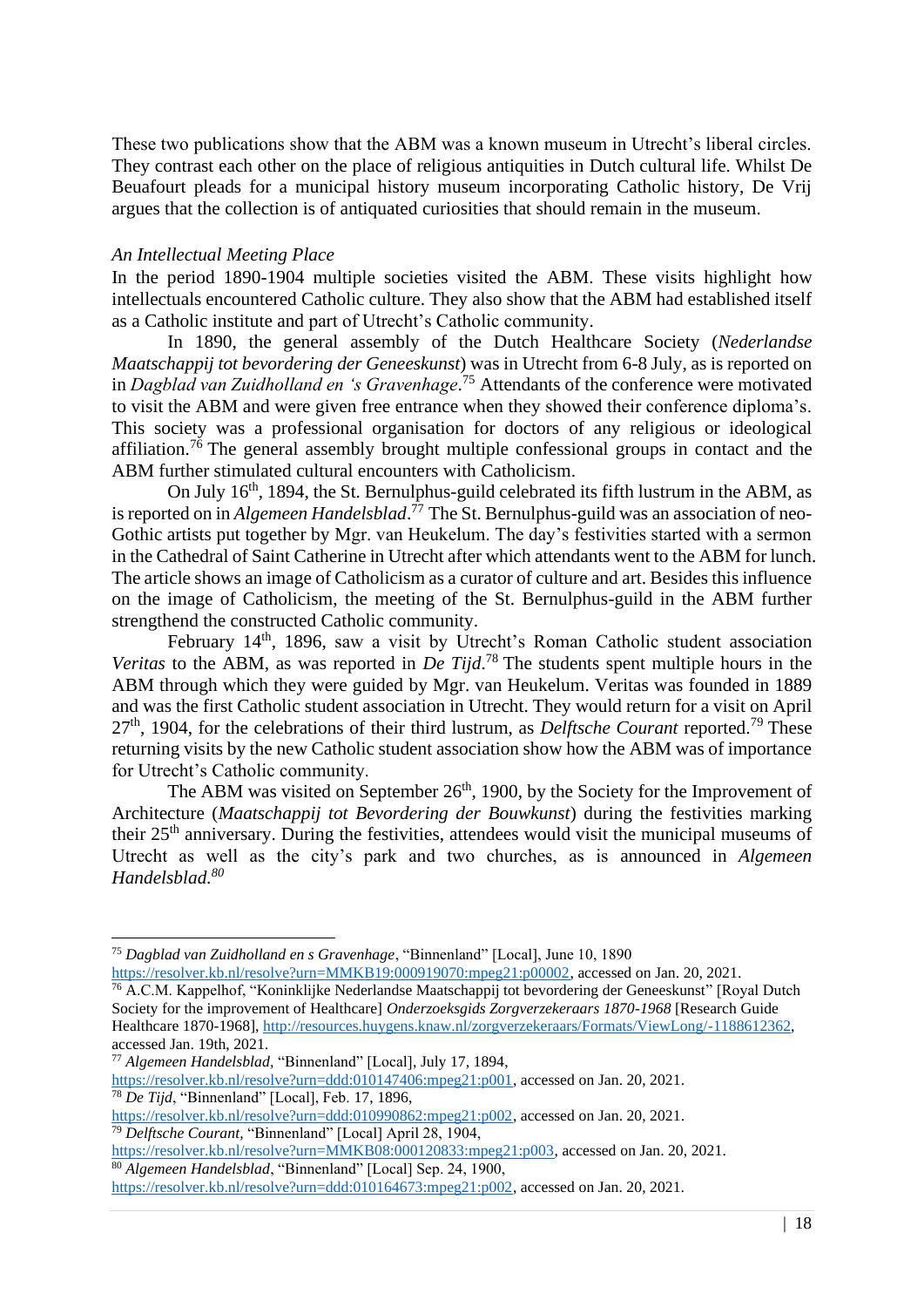These two publications show that the ABM was a known museum in Utrecht's liberal circles. They contrast each other on the place of religious antiquities in Dutch cultural life. Whilst De Beuafourt pleads for a municipal history museum incorporating Catholic history, De Vrij argues that the collection is of antiquated curiosities that should remain in the museum.

*An Intellectual Meeting Place*

In the period 1890-1904 multiple societies visited the ABM. These visits highlight how intellectuals encountered Catholic culture. They also show that the ABM had established itself as a Catholic institute and part of Utrecht's Catholic community.

In 1890, the general assembly of the Dutch Healthcare Society (*Nederlandse Maatschappij tot bevordering der Geneeskunst*) was in Utrecht from 6-8 July, as is reported on in *Dagblad van Zuidholland en 's Gravenhage*.[75] Attendants of the conference were motivated to visit the ABM and were given free entrance when they showed their conference diploma's. This society was a professional organisation for doctors of any religious or ideological affiliation.[76] The general assembly brought multiple confessional groups in contact and the ABM further stimulated cultural encounters with Catholicism.

On July 16th, 1894, the St. Bernulphus-guild celebrated its fifth lustrum in the ABM, as is reported on in *Algemeen Handelsblad*.[77] The St. Bernulphus-guild was an association of neo-Gothic artists put together by Mgr. van Heukelum. The day's festivities started with a sermon in the Cathedral of Saint Catherine in Utrecht after which attendants went to the ABM for lunch. The article shows an image of Catholicism as a curator of culture and art. Besides this influence on the image of Catholicism, the meeting of the St. Bernulphus-guild in the ABM further strengthend the constructed Catholic community.

February 14th, 1896, saw a visit by Utrecht's Roman Catholic student association *Veritas* to the ABM, as was reported in *De Tijd*.[78] The students spent multiple hours in the ABM through which they were guided by Mgr. van Heukelum. Veritas was founded in 1889 and was the first Catholic student association in Utrecht. They would return for a visit on April 27th, 1904, for the celebrations of their third lustrum, as *Delftsche Courant* reported.[79] These returning visits by the new Catholic student association show how the ABM was of importance for Utrecht's Catholic community.

The ABM was visited on September 26th, 1900, by the Society for the Improvement of Architecture (*Maatschappij tot Bevordering der Bouwkunst*) during the festivities marking their 25th anniversary. During the festivities, attendees would visit the municipal museums of Utrecht as well as the city's park and two churches, as is announced in *Algemeen Handelsblad.*[80]

---

[75] *Dagblad van Zuidholland en s Gravenhage*, "Binnenland" [Local], June 10, 1890 https://resolver.kb.nl/resolve?urn=MMKB19:000919070:mpeg21:p00002, accessed on Jan. 20, 2021.

[76] A.C.M. Kappelhof, "Koninklijke Nederlandse Maatschappij tot bevordering der Geneeskunst" [Royal Dutch Society for the improvement of Healthcare] *Onderzoeksgids Zorgverzekeraars 1870-1968* [Research Guide Healthcare 1870-1968], http://resources.huygens.knaw.nl/zorgverzekeraars/Formats/ViewLong/-1188612362, accessed Jan. 19th, 2021.

[77] *Algemeen Handelsblad*, "Binnenland" [Local], July 17, 1894, https://resolver.kb.nl/resolve?urn=ddd:010147406:mpeg21:p001, accessed on Jan. 20, 2021.

[78] *De Tijd*, "Binnenland" [Local], Feb. 17, 1896, https://resolver.kb.nl/resolve?urn=ddd:010990862:mpeg21:p002, accessed on Jan. 20, 2021.

[79] *Delftsche Courant*, "Binnenland" [Local] April 28, 1904, https://resolver.kb.nl/resolve?urn=MMKB08:000120833:mpeg21:p003, accessed on Jan. 20, 2021.

[80] *Algemeen Handelsblad*, "Binnenland" [Local] Sep. 24, 1900, https://resolver.kb.nl/resolve?urn=ddd:010164673:mpeg21:p002, accessed on Jan. 20, 2021.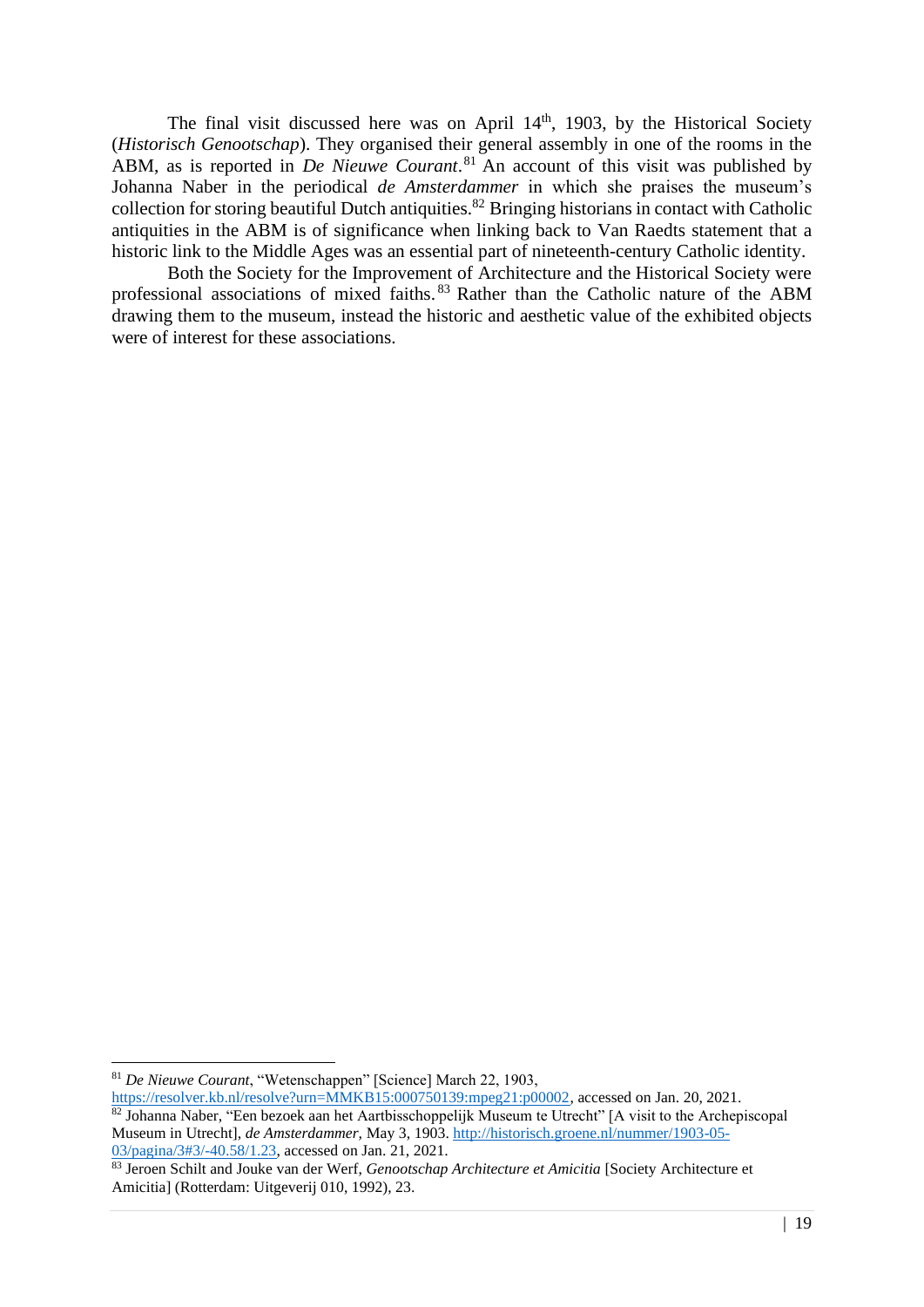The final visit discussed here was on April 14th, 1903, by the Historical Society (*Historisch Genootschap*). They organised their general assembly in one of the rooms in the ABM, as is reported in *De Nieuwe Courant*.[81] An account of this visit was published by Johanna Naber in the periodical *de Amsterdammer* in which she praises the museum's collection for storing beautiful Dutch antiquities.[82] Bringing historians in contact with Catholic antiquities in the ABM is of significance when linking back to Van Raedts statement that a historic link to the Middle Ages was an essential part of nineteenth-century Catholic identity.

Both the Society for the Improvement of Architecture and the Historical Society were professional associations of mixed faiths.[83] Rather than the Catholic nature of the ABM drawing them to the museum, instead the historic and aesthetic value of the exhibited objects were of interest for these associations.

---

[81] *De Nieuwe Courant*, "Wetenschappen" [Science] March 22, 1903, https://resolver.kb.nl/resolve?urn=MMKB15:000750139:mpeg21:p00002, accessed on Jan. 20, 2021.

[82] Johanna Naber, "Een bezoek aan het Aartbisschoppelijk Museum te Utrecht" [A visit to the Archepiscopal Museum in Utrecht], *de Amsterdammer,* May 3, 1903. http://historisch.groene.nl/nummer/1903-05-03/pagina/3#3/-40.58/1.23, accessed on Jan. 21, 2021.

[83] Jeroen Schilt and Jouke van der Werf, *Genootschap Architecture et Amicitia* [Society Architecture et Amicitia] (Rotterdam: Uitgeverij 010, 1992), 23.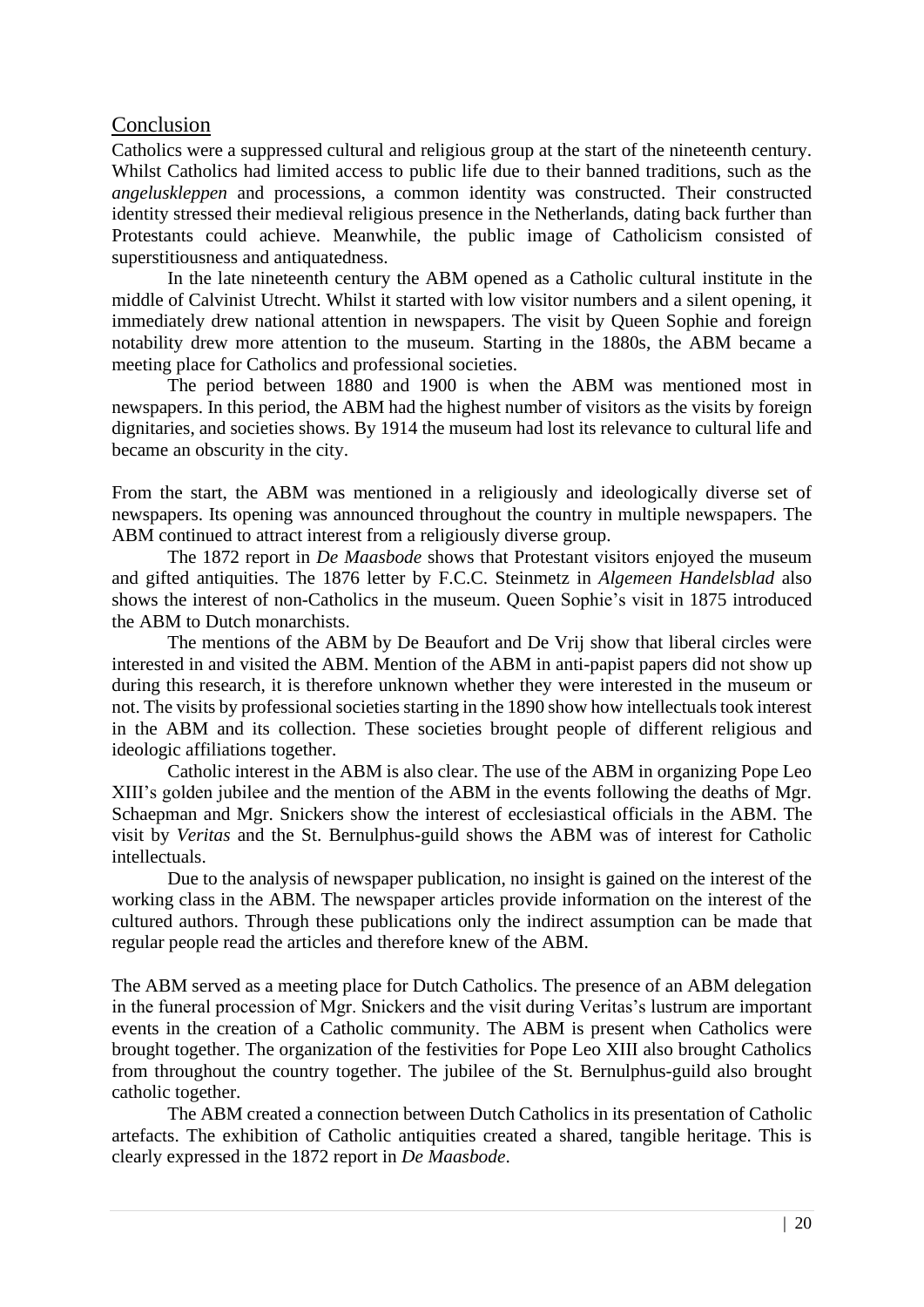## Conclusion

Catholics were a suppressed cultural and religious group at the start of the nineteenth century. Whilst Catholics had limited access to public life due to their banned traditions, such as the *angeluskleppen* and processions, a common identity was constructed. Their constructed identity stressed their medieval religious presence in the Netherlands, dating back further than Protestants could achieve. Meanwhile, the public image of Catholicism consisted of superstitiousness and antiquatedness.

In the late nineteenth century the ABM opened as a Catholic cultural institute in the middle of Calvinist Utrecht. Whilst it started with low visitor numbers and a silent opening, it immediately drew national attention in newspapers. The visit by Queen Sophie and foreign notability drew more attention to the museum. Starting in the 1880s, the ABM became a meeting place for Catholics and professional societies.

The period between 1880 and 1900 is when the ABM was mentioned most in newspapers. In this period, the ABM had the highest number of visitors as the visits by foreign dignitaries, and societies shows. By 1914 the museum had lost its relevance to cultural life and became an obscurity in the city.

From the start, the ABM was mentioned in a religiously and ideologically diverse set of newspapers. Its opening was announced throughout the country in multiple newspapers. The ABM continued to attract interest from a religiously diverse group.

The 1872 report in *De Maasbode* shows that Protestant visitors enjoyed the museum and gifted antiquities. The 1876 letter by F.C.C. Steinmetz in *Algemeen Handelsblad* also shows the interest of non-Catholics in the museum. Queen Sophie's visit in 1875 introduced the ABM to Dutch monarchists.

The mentions of the ABM by De Beaufort and De Vrij show that liberal circles were interested in and visited the ABM. Mention of the ABM in anti-papist papers did not show up during this research, it is therefore unknown whether they were interested in the museum or not. The visits by professional societies starting in the 1890 show how intellectuals took interest in the ABM and its collection. These societies brought people of different religious and ideologic affiliations together.

Catholic interest in the ABM is also clear. The use of the ABM in organizing Pope Leo XIII's golden jubilee and the mention of the ABM in the events following the deaths of Mgr. Schaepman and Mgr. Snickers show the interest of ecclesiastical officials in the ABM. The visit by *Veritas* and the St. Bernulphus-guild shows the ABM was of interest for Catholic intellectuals.

Due to the analysis of newspaper publication, no insight is gained on the interest of the working class in the ABM. The newspaper articles provide information on the interest of the cultured authors. Through these publications only the indirect assumption can be made that regular people read the articles and therefore knew of the ABM.

The ABM served as a meeting place for Dutch Catholics. The presence of an ABM delegation in the funeral procession of Mgr. Snickers and the visit during Veritas's lustrum are important events in the creation of a Catholic community. The ABM is present when Catholics were brought together. The organization of the festivities for Pope Leo XIII also brought Catholics from throughout the country together. The jubilee of the St. Bernulphus-guild also brought catholic together.

The ABM created a connection between Dutch Catholics in its presentation of Catholic artefacts. The exhibition of Catholic antiquities created a shared, tangible heritage. This is clearly expressed in the 1872 report in *De Maasbode*.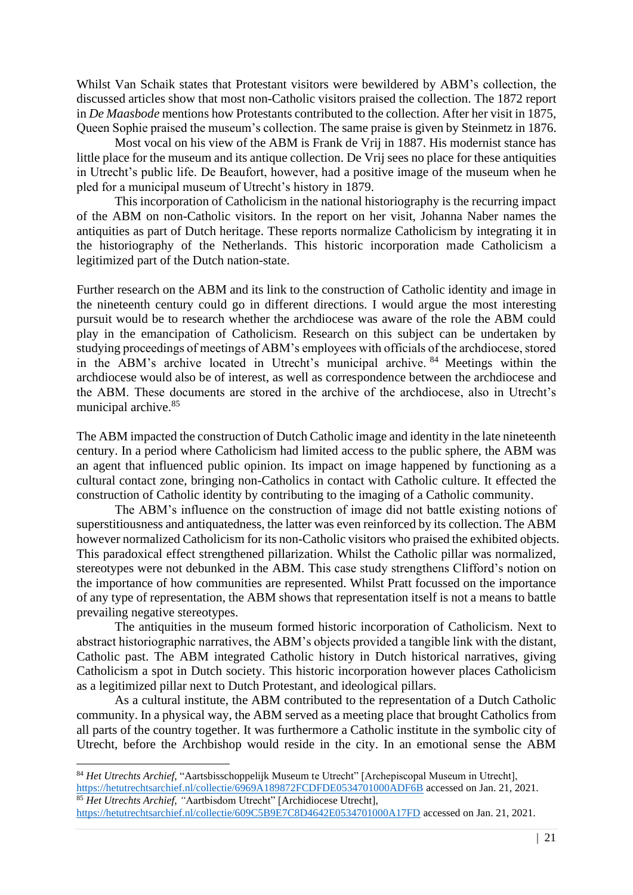Whilst Van Schaik states that Protestant visitors were bewildered by ABM's collection, the discussed articles show that most non-Catholic visitors praised the collection. The 1872 report in *De Maasbode* mentions how Protestants contributed to the collection. After her visit in 1875, Queen Sophie praised the museum's collection. The same praise is given by Steinmetz in 1876.

Most vocal on his view of the ABM is Frank de Vrij in 1887. His modernist stance has little place for the museum and its antique collection. De Vrij sees no place for these antiquities in Utrecht's public life. De Beaufort, however, had a positive image of the museum when he pled for a municipal museum of Utrecht's history in 1879.

This incorporation of Catholicism in the national historiography is the recurring impact of the ABM on non-Catholic visitors. In the report on her visit, Johanna Naber names the antiquities as part of Dutch heritage. These reports normalize Catholicism by integrating it in the historiography of the Netherlands. This historic incorporation made Catholicism a legitimized part of the Dutch nation-state.

Further research on the ABM and its link to the construction of Catholic identity and image in the nineteenth century could go in different directions. I would argue the most interesting pursuit would be to research whether the archdiocese was aware of the role the ABM could play in the emancipation of Catholicism. Research on this subject can be undertaken by studying proceedings of meetings of ABM's employees with officials of the archdiocese, stored in the ABM's archive located in Utrecht's municipal archive.[84] Meetings within the archdiocese would also be of interest, as well as correspondence between the archdiocese and the ABM. These documents are stored in the archive of the archdiocese, also in Utrecht's municipal archive.[85]

The ABM impacted the construction of Dutch Catholic image and identity in the late nineteenth century. In a period where Catholicism had limited access to the public sphere, the ABM was an agent that influenced public opinion. Its impact on image happened by functioning as a cultural contact zone, bringing non-Catholics in contact with Catholic culture. It effected the construction of Catholic identity by contributing to the imaging of a Catholic community.

The ABM's influence on the construction of image did not battle existing notions of superstitiousness and antiquatedness, the latter was even reinforced by its collection. The ABM however normalized Catholicism for its non-Catholic visitors who praised the exhibited objects. This paradoxical effect strengthened pillarization. Whilst the Catholic pillar was normalized, stereotypes were not debunked in the ABM. This case study strengthens Clifford's notion on the importance of how communities are represented. Whilst Pratt focussed on the importance of any type of representation, the ABM shows that representation itself is not a means to battle prevailing negative stereotypes.

The antiquities in the museum formed historic incorporation of Catholicism. Next to abstract historiographic narratives, the ABM's objects provided a tangible link with the distant, Catholic past. The ABM integrated Catholic history in Dutch historical narratives, giving Catholicism a spot in Dutch society. This historic incorporation however places Catholicism as a legitimized pillar next to Dutch Protestant, and ideological pillars.

As a cultural institute, the ABM contributed to the representation of a Dutch Catholic community. In a physical way, the ABM served as a meeting place that brought Catholics from all parts of the country together. It was furthermore a Catholic institute in the symbolic city of Utrecht, before the Archbishop would reside in the city. In an emotional sense the ABM

---

[84] *Het Utrechts Archief*, "Aartsbisschoppelijk Museum te Utrecht" [Archepiscopal Museum in Utrecht], https://hetutrechtsarchief.nl/collectie/6969A189872FCDFDE0534701000ADF6B accessed on Jan. 21, 2021.

[85] *Het Utrechts Archief*, "Aartbisdom Utrecht" [Archidiocese Utrecht], https://hetutrechtsarchief.nl/collectie/609C5B9E7C8D4642E0534701000A17FD accessed on Jan. 21, 2021.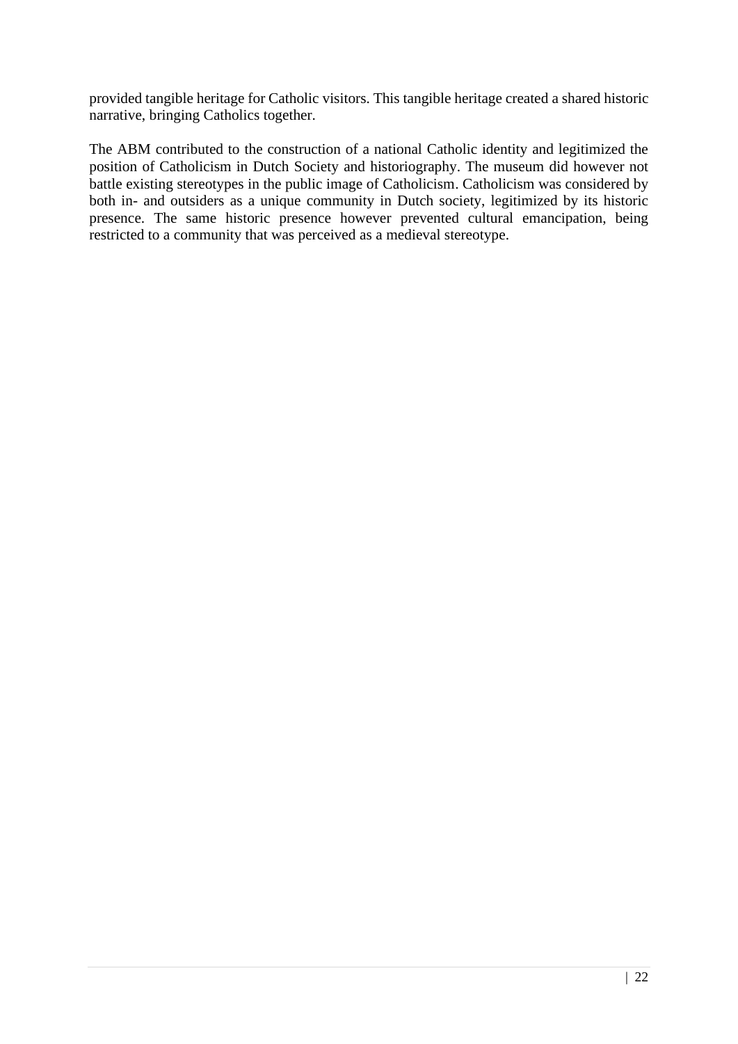provided tangible heritage for Catholic visitors. This tangible heritage created a shared historic narrative, bringing Catholics together.

The ABM contributed to the construction of a national Catholic identity and legitimized the position of Catholicism in Dutch Society and historiography. The museum did however not battle existing stereotypes in the public image of Catholicism. Catholicism was considered by both in- and outsiders as a unique community in Dutch society, legitimized by its historic presence. The same historic presence however prevented cultural emancipation, being restricted to a community that was perceived as a medieval stereotype.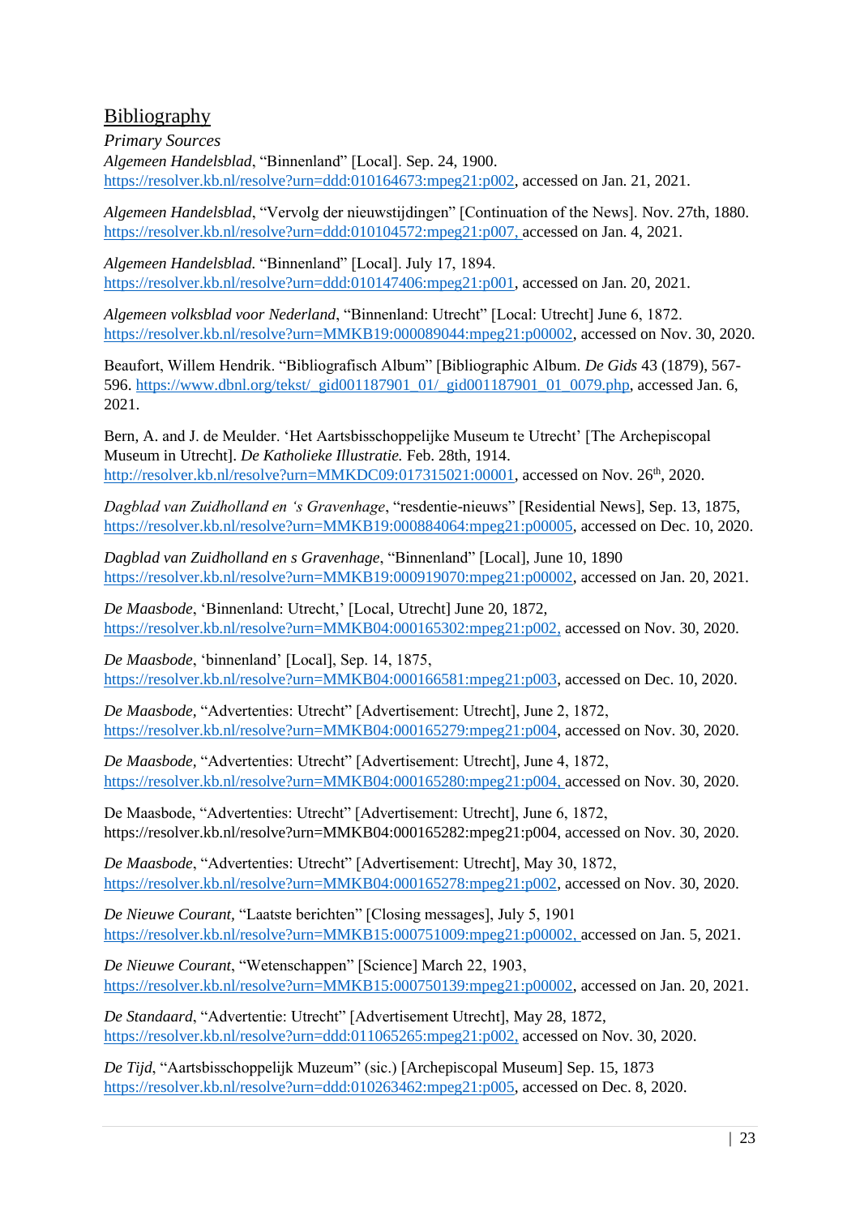## Bibliography

*Primary Sources*

*Algemeen Handelsblad*, “Binnenland” [Local]. Sep. 24, 1900. https://resolver.kb.nl/resolve?urn=ddd:010164673:mpeg21:p002, accessed on Jan. 21, 2021.

*Algemeen Handelsblad*, “Vervolg der nieuwstijdingen” [Continuation of the News]. Nov. 27th, 1880. https://resolver.kb.nl/resolve?urn=ddd:010104572:mpeg21:p007, accessed on Jan. 4, 2021.

*Algemeen Handelsblad.* “Binnenland” [Local]. July 17, 1894. https://resolver.kb.nl/resolve?urn=ddd:010147406:mpeg21:p001, accessed on Jan. 20, 2021.

*Algemeen volksblad voor Nederland*, “Binnenland: Utrecht” [Local: Utrecht] June 6, 1872. https://resolver.kb.nl/resolve?urn=MMKB19:000089044:mpeg21:p00002, accessed on Nov. 30, 2020.

Beaufort, Willem Hendrik. “Bibliografisch Album” [Bibliographic Album. *De Gids* 43 (1879), 567-596. https://www.dbnl.org/tekst/_gid001187901_01/_gid001187901_01_0079.php, accessed Jan. 6, 2021.

Bern, A. and J. de Meulder. ‘Het Aartsbisschoppelijke Museum te Utrecht’ [The Archepiscopal Museum in Utrecht]. *De Katholieke Illustratie.* Feb. 28th, 1914. http://resolver.kb.nl/resolve?urn=MMKDC09:017315021:00001, accessed on Nov. 26th, 2020.

*Dagblad van Zuidholland en ‘s Gravenhage*, “resdentie-nieuws” [Residential News], Sep. 13, 1875, https://resolver.kb.nl/resolve?urn=MMKB19:000884064:mpeg21:p00005, accessed on Dec. 10, 2020.

*Dagblad van Zuidholland en s Gravenhage*, “Binnenland” [Local], June 10, 1890 https://resolver.kb.nl/resolve?urn=MMKB19:000919070:mpeg21:p00002, accessed on Jan. 20, 2021.

*De Maasbode*, ‘Binnenland: Utrecht,’ [Local, Utrecht] June 20, 1872, https://resolver.kb.nl/resolve?urn=MMKB04:000165302:mpeg21:p002, accessed on Nov. 30, 2020.

*De Maasbode*, ‘binnenland’ [Local], Sep. 14, 1875, https://resolver.kb.nl/resolve?urn=MMKB04:000166581:mpeg21:p003, accessed on Dec. 10, 2020.

*De Maasbode*, “Advertenties: Utrecht” [Advertisement: Utrecht], June 2, 1872, https://resolver.kb.nl/resolve?urn=MMKB04:000165279:mpeg21:p004, accessed on Nov. 30, 2020.

*De Maasbode*, “Advertenties: Utrecht” [Advertisement: Utrecht], June 4, 1872, https://resolver.kb.nl/resolve?urn=MMKB04:000165280:mpeg21:p004, accessed on Nov. 30, 2020.

De Maasbode, “Advertenties: Utrecht” [Advertisement: Utrecht], June 6, 1872, https://resolver.kb.nl/resolve?urn=MMKB04:000165282:mpeg21:p004, accessed on Nov. 30, 2020.

*De Maasbode*, “Advertenties: Utrecht” [Advertisement: Utrecht], May 30, 1872, https://resolver.kb.nl/resolve?urn=MMKB04:000165278:mpeg21:p002, accessed on Nov. 30, 2020.

*De Nieuwe Courant*, “Laatste berichten” [Closing messages], July 5, 1901 https://resolver.kb.nl/resolve?urn=MMKB15:000751009:mpeg21:p00002, accessed on Jan. 5, 2021.

*De Nieuwe Courant*, “Wetenschappen” [Science] March 22, 1903, https://resolver.kb.nl/resolve?urn=MMKB15:000750139:mpeg21:p00002, accessed on Jan. 20, 2021.

*De Standaard*, “Advertentie: Utrecht” [Advertisement Utrecht], May 28, 1872, https://resolver.kb.nl/resolve?urn=ddd:011065265:mpeg21:p002, accessed on Nov. 30, 2020.

*De Tijd*, “Aartsbisschoppelijk Muzeum” (sic.) [Archepiscopal Museum] Sep. 15, 1873 https://resolver.kb.nl/resolve?urn=ddd:010263462:mpeg21:p005, accessed on Dec. 8, 2020.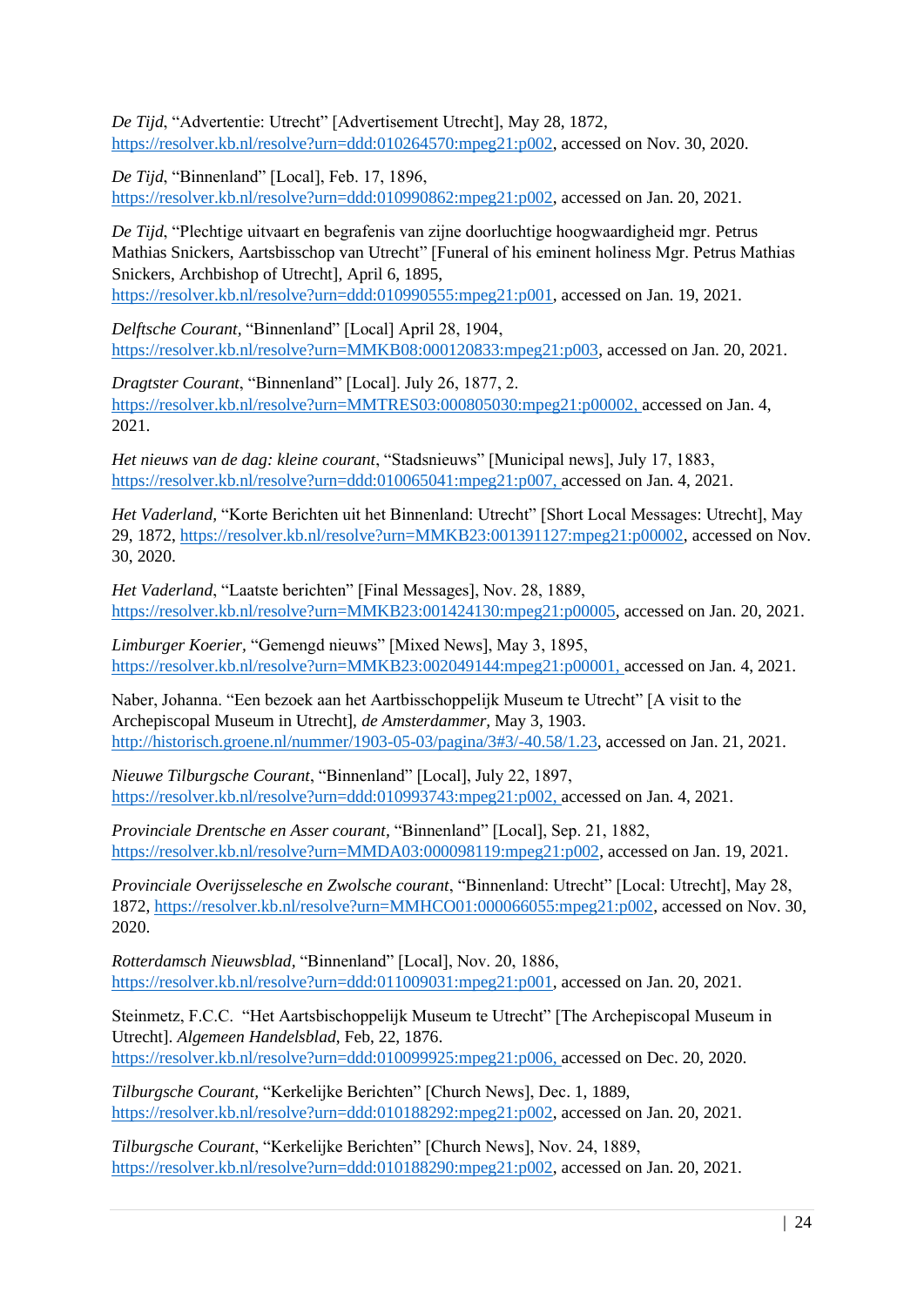*De Tijd*, “Advertentie: Utrecht” [Advertisement Utrecht], May 28, 1872, https://resolver.kb.nl/resolve?urn=ddd:010264570:mpeg21:p002, accessed on Nov. 30, 2020.

*De Tijd*, “Binnenland” [Local], Feb. 17, 1896, https://resolver.kb.nl/resolve?urn=ddd:010990862:mpeg21:p002, accessed on Jan. 20, 2021.

*De Tijd*, “Plechtige uitvaart en begrafenis van zijne doorluchtige hoogwaardigheid mgr. Petrus Mathias Snickers, Aartsbisschop van Utrecht” [Funeral of his eminent holiness Mgr. Petrus Mathias Snickers, Archbishop of Utrecht], April 6, 1895, https://resolver.kb.nl/resolve?urn=ddd:010990555:mpeg21:p001, accessed on Jan. 19, 2021.

*Delftsche Courant*, “Binnenland” [Local] April 28, 1904, https://resolver.kb.nl/resolve?urn=MMKB08:000120833:mpeg21:p003, accessed on Jan. 20, 2021.

*Dragtster Courant*, “Binnenland” [Local]. July 26, 1877, 2. https://resolver.kb.nl/resolve?urn=MMTRES03:000805030:mpeg21:p00002, accessed on Jan. 4, 2021.

*Het nieuws van de dag: kleine courant*, “Stadsnieuws” [Municipal news], July 17, 1883, https://resolver.kb.nl/resolve?urn=ddd:010065041:mpeg21:p007, accessed on Jan. 4, 2021.

*Het Vaderland*, “Korte Berichten uit het Binnenland: Utrecht” [Short Local Messages: Utrecht], May 29, 1872, https://resolver.kb.nl/resolve?urn=MMKB23:001391127:mpeg21:p00002, accessed on Nov. 30, 2020.

*Het Vaderland*, “Laatste berichten” [Final Messages], Nov. 28, 1889, https://resolver.kb.nl/resolve?urn=MMKB23:001424130:mpeg21:p00005, accessed on Jan. 20, 2021.

*Limburger Koerier*, “Gemengd nieuws” [Mixed News], May 3, 1895, https://resolver.kb.nl/resolve?urn=MMKB23:002049144:mpeg21:p00001, accessed on Jan. 4, 2021.

Naber, Johanna. “Een bezoek aan het Aartbisschoppelijk Museum te Utrecht” [A visit to the Archepiscopal Museum in Utrecht], *de Amsterdammer*, May 3, 1903. http://historisch.groene.nl/nummer/1903-05-03/pagina/3#3/-40.58/1.23, accessed on Jan. 21, 2021.

*Nieuwe Tilburgsche Courant*, “Binnenland” [Local], July 22, 1897, https://resolver.kb.nl/resolve?urn=ddd:010993743:mpeg21:p002, accessed on Jan. 4, 2021.

*Provinciale Drentsche en Asser courant*, “Binnenland” [Local], Sep. 21, 1882, https://resolver.kb.nl/resolve?urn=MMDA03:000098119:mpeg21:p002, accessed on Jan. 19, 2021.

*Provinciale Overijsselesche en Zwolsche courant*, “Binnenland: Utrecht” [Local: Utrecht], May 28, 1872, https://resolver.kb.nl/resolve?urn=MMHCO01:000066055:mpeg21:p002, accessed on Nov. 30, 2020.

*Rotterdamsch Nieuwsblad*, “Binnenland” [Local], Nov. 20, 1886, https://resolver.kb.nl/resolve?urn=ddd:011009031:mpeg21:p001, accessed on Jan. 20, 2021.

Steinmetz, F.C.C. “Het Aartsbischoppelijk Museum te Utrecht” [The Archepiscopal Museum in Utrecht]. *Algemeen Handelsblad*, Feb, 22, 1876. https://resolver.kb.nl/resolve?urn=ddd:010099925:mpeg21:p006, accessed on Dec. 20, 2020.

*Tilburgsche Courant*, “Kerkelijke Berichten” [Church News], Dec. 1, 1889, https://resolver.kb.nl/resolve?urn=ddd:010188292:mpeg21:p002, accessed on Jan. 20, 2021.

*Tilburgsche Courant*, “Kerkelijke Berichten” [Church News], Nov. 24, 1889, https://resolver.kb.nl/resolve?urn=ddd:010188290:mpeg21:p002, accessed on Jan. 20, 2021.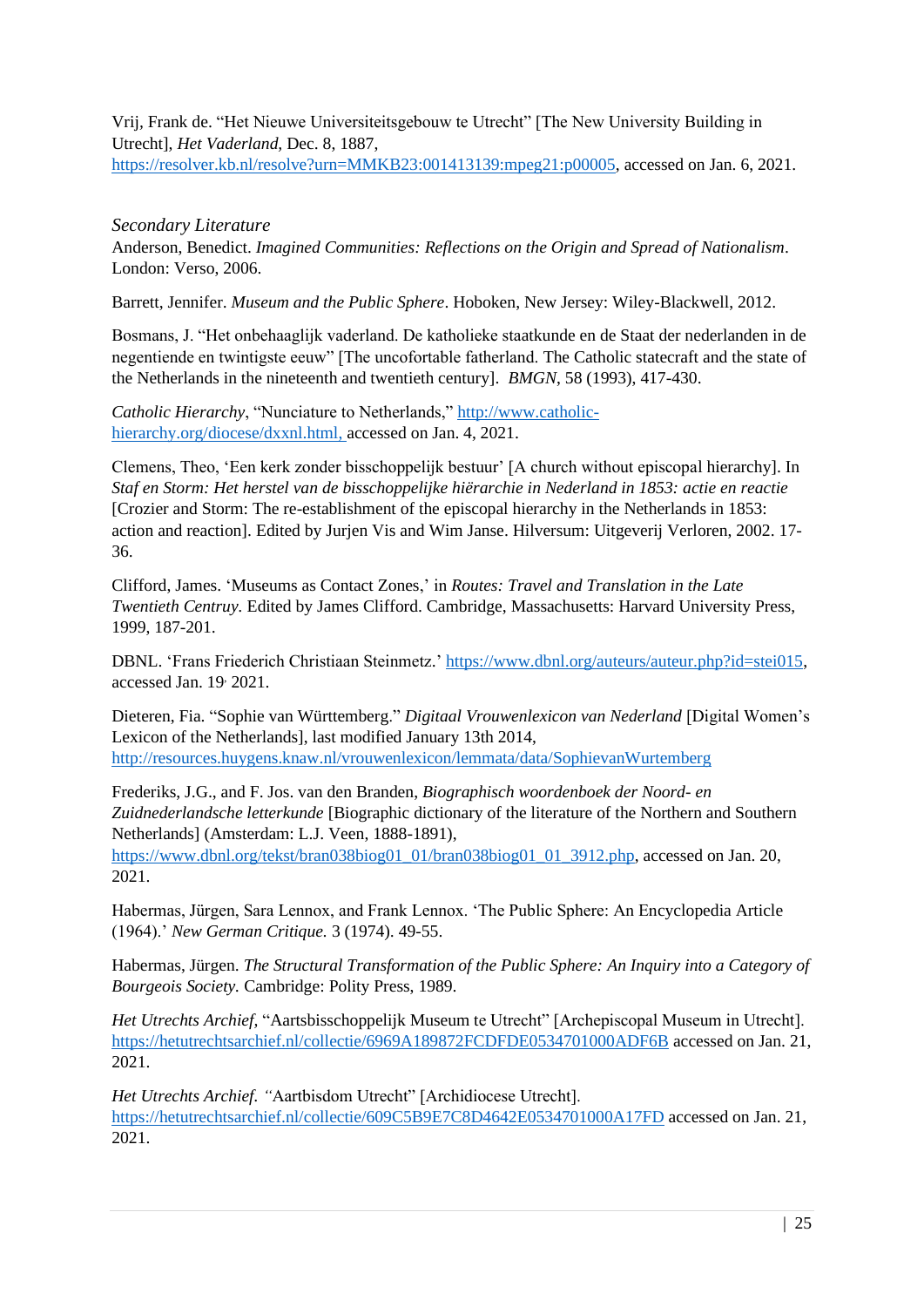Vrij, Frank de. “Het Nieuwe Universiteitsgebouw te Utrecht” [The New University Building in Utrecht], *Het Vaderland*, Dec. 8, 1887, https://resolver.kb.nl/resolve?urn=MMKB23:001413139:mpeg21:p00005, accessed on Jan. 6, 2021.

*Secondary Literature*

Anderson, Benedict. *Imagined Communities: Reflections on the Origin and Spread of Nationalism*. London: Verso, 2006.

Barrett, Jennifer. *Museum and the Public Sphere*. Hoboken, New Jersey: Wiley-Blackwell, 2012.

Bosmans, J. “Het onbehaaglijk vaderland. De katholieke staatkunde en de Staat der nederlanden in de negentiende en twintigste eeuw” [The uncofortable fatherland. The Catholic statecraft and the state of the Netherlands in the nineteenth and twentieth century]. *BMGN*, 58 (1993), 417-430.

*Catholic Hierarchy*, “Nunciature to Netherlands,” http://www.catholic-hierarchy.org/diocese/dxxnl.html, accessed on Jan. 4, 2021.

Clemens, Theo, ‘Een kerk zonder bisschoppelijk bestuur’ [A church without episcopal hierarchy]. In *Staf en Storm: Het herstel van de bisschoppelijke hiërarchie in Nederland in 1853: actie en reactie* [Crozier and Storm: The re-establishment of the episcopal hierarchy in the Netherlands in 1853: action and reaction]. Edited by Jurjen Vis and Wim Janse. Hilversum: Uitgeverij Verloren, 2002. 17-36.

Clifford, James. ‘Museums as Contact Zones,’ in *Routes: Travel and Translation in the Late Twentieth Centruy*. Edited by James Clifford. Cambridge, Massachusetts: Harvard University Press, 1999, 187-201.

DBNL. ‘Frans Friederich Christiaan Steinmetz.’ https://www.dbnl.org/auteurs/auteur.php?id=stei015, accessed Jan. 19, 2021.

Dieteren, Fia. “Sophie van Württemberg.” *Digitaal Vrouwenlexicon van Nederland* [Digital Women’s Lexicon of the Netherlands], last modified January 13th 2014, http://resources.huygens.knaw.nl/vrouwenlexicon/lemmata/data/SophievanWurtemberg

Frederiks, J.G., and F. Jos. van den Branden, *Biographisch woordenboek der Noord- en Zuidnederlandsche letterkunde* [Biographic dictionary of the literature of the Northern and Southern Netherlands] (Amsterdam: L.J. Veen, 1888-1891), https://www.dbnl.org/tekst/bran038biog01_01/bran038biog01_01_3912.php, accessed on Jan. 20, 2021.

Habermas, Jürgen, Sara Lennox, and Frank Lennox. ‘The Public Sphere: An Encyclopedia Article (1964).’ *New German Critique.* 3 (1974). 49-55.

Habermas, Jürgen. *The Structural Transformation of the Public Sphere: An Inquiry into a Category of Bourgeois Society.* Cambridge: Polity Press, 1989.

*Het Utrechts Archief*, “Aartsbisschoppelijk Museum te Utrecht” [Archepiscopal Museum in Utrecht]. https://hetutrechtsarchief.nl/collectie/6969A189872FCDFDE0534701000ADF6B accessed on Jan. 21, 2021.

*Het Utrechts Archief. “*Aartbisdom Utrecht” [Archidiocese Utrecht]. https://hetutrechtsarchief.nl/collectie/609C5B9E7C8D4642E0534701000A17FD accessed on Jan. 21, 2021.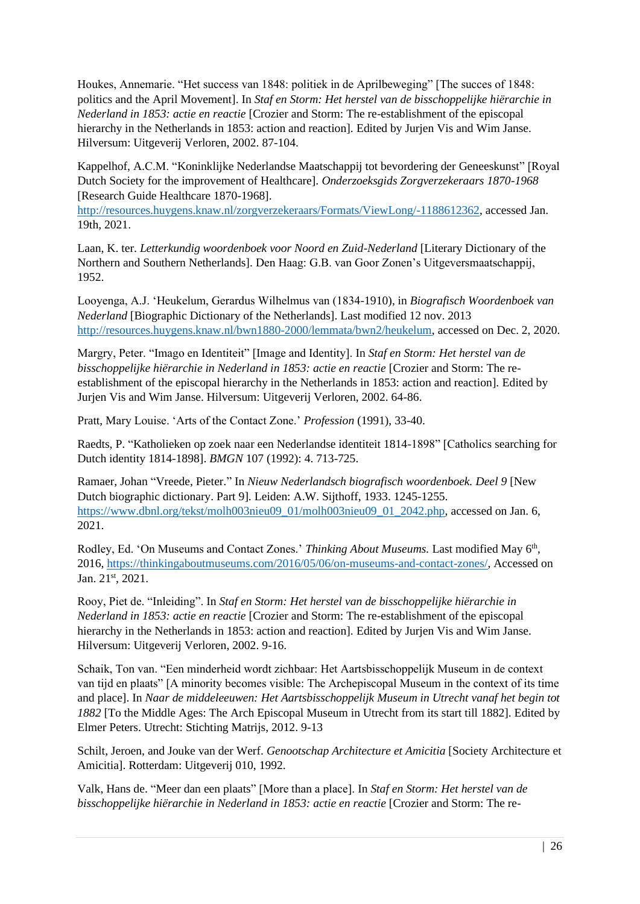Houkes, Annemarie. "Het success van 1848: politiek in de Aprilbeweging" [The succes of 1848: politics and the April Movement]. In *Staf en Storm: Het herstel van de bisschoppelijke hiërarchie in Nederland in 1853: actie en reactie* [Crozier and Storm: The re-establishment of the episcopal hierarchy in the Netherlands in 1853: action and reaction]. Edited by Jurjen Vis and Wim Janse. Hilversum: Uitgeverij Verloren, 2002. 87-104.

Kappelhof, A.C.M. "Koninklijke Nederlandse Maatschappij tot bevordering der Geneeskunst" [Royal Dutch Society for the improvement of Healthcare]. *Onderzoeksgids Zorgverzekeraars 1870-1968* [Research Guide Healthcare 1870-1968]. http://resources.huygens.knaw.nl/zorgverzekeraars/Formats/ViewLong/-1188612362, accessed Jan. 19th, 2021.

Laan, K. ter. *Letterkundig woordenboek voor Noord en Zuid-Nederland* [Literary Dictionary of the Northern and Southern Netherlands]. Den Haag: G.B. van Goor Zonen's Uitgeversmaatschappij, 1952.

Looyenga, A.J. 'Heukelum, Gerardus Wilhelmus van (1834-1910), in *Biografisch Woordenboek van Nederland* [Biographic Dictionary of the Netherlands]. Last modified 12 nov. 2013 http://resources.huygens.knaw.nl/bwn1880-2000/lemmata/bwn2/heukelum, accessed on Dec. 2, 2020.

Margry, Peter. "Imago en Identiteit" [Image and Identity]. In *Staf en Storm: Het herstel van de bisschoppelijke hiërarchie in Nederland in 1853: actie en reactie* [Crozier and Storm: The re-establishment of the episcopal hierarchy in the Netherlands in 1853: action and reaction]. Edited by Jurjen Vis and Wim Janse. Hilversum: Uitgeverij Verloren, 2002. 64-86.

Pratt, Mary Louise. 'Arts of the Contact Zone.' *Profession* (1991), 33-40.

Raedts, P. "Katholieken op zoek naar een Nederlandse identiteit 1814-1898" [Catholics searching for Dutch identity 1814-1898]. *BMGN* 107 (1992): 4. 713-725.

Ramaer, Johan "Vreede, Pieter." In *Nieuw Nederlandsch biografisch woordenboek. Deel 9* [New Dutch biographic dictionary. Part 9]. Leiden: A.W. Sijthoff, 1933. 1245-1255. https://www.dbnl.org/tekst/molh003nieu09_01/molh003nieu09_01_2042.php, accessed on Jan. 6, 2021.

Rodley, Ed. 'On Museums and Contact Zones.' *Thinking About Museums.* Last modified May 6th, 2016, https://thinkingaboutmuseums.com/2016/05/06/on-museums-and-contact-zones/, Accessed on Jan. 21st, 2021.

Rooy, Piet de. "Inleiding". In *Staf en Storm: Het herstel van de bisschoppelijke hiërarchie in Nederland in 1853: actie en reactie* [Crozier and Storm: The re-establishment of the episcopal hierarchy in the Netherlands in 1853: action and reaction]. Edited by Jurjen Vis and Wim Janse. Hilversum: Uitgeverij Verloren, 2002. 9-16.

Schaik, Ton van. "Een minderheid wordt zichbaar: Het Aartsbisschoppelijk Museum in de context van tijd en plaats" [A minority becomes visible: The Archepiscopal Museum in the context of its time and place]. In *Naar de middeleeuwen: Het Aartsbisschoppelijk Museum in Utrecht vanaf het begin tot 1882* [To the Middle Ages: The Arch Episcopal Museum in Utrecht from its start till 1882]. Edited by Elmer Peters. Utrecht: Stichting Matrijs, 2012. 9-13

Schilt, Jeroen, and Jouke van der Werf. *Genootschap Architecture et Amicitia* [Society Architecture et Amicitia]. Rotterdam: Uitgeverij 010, 1992.

Valk, Hans de. "Meer dan een plaats" [More than a place]. In *Staf en Storm: Het herstel van de bisschoppelijke hiërarchie in Nederland in 1853: actie en reactie* [Crozier and Storm: The re-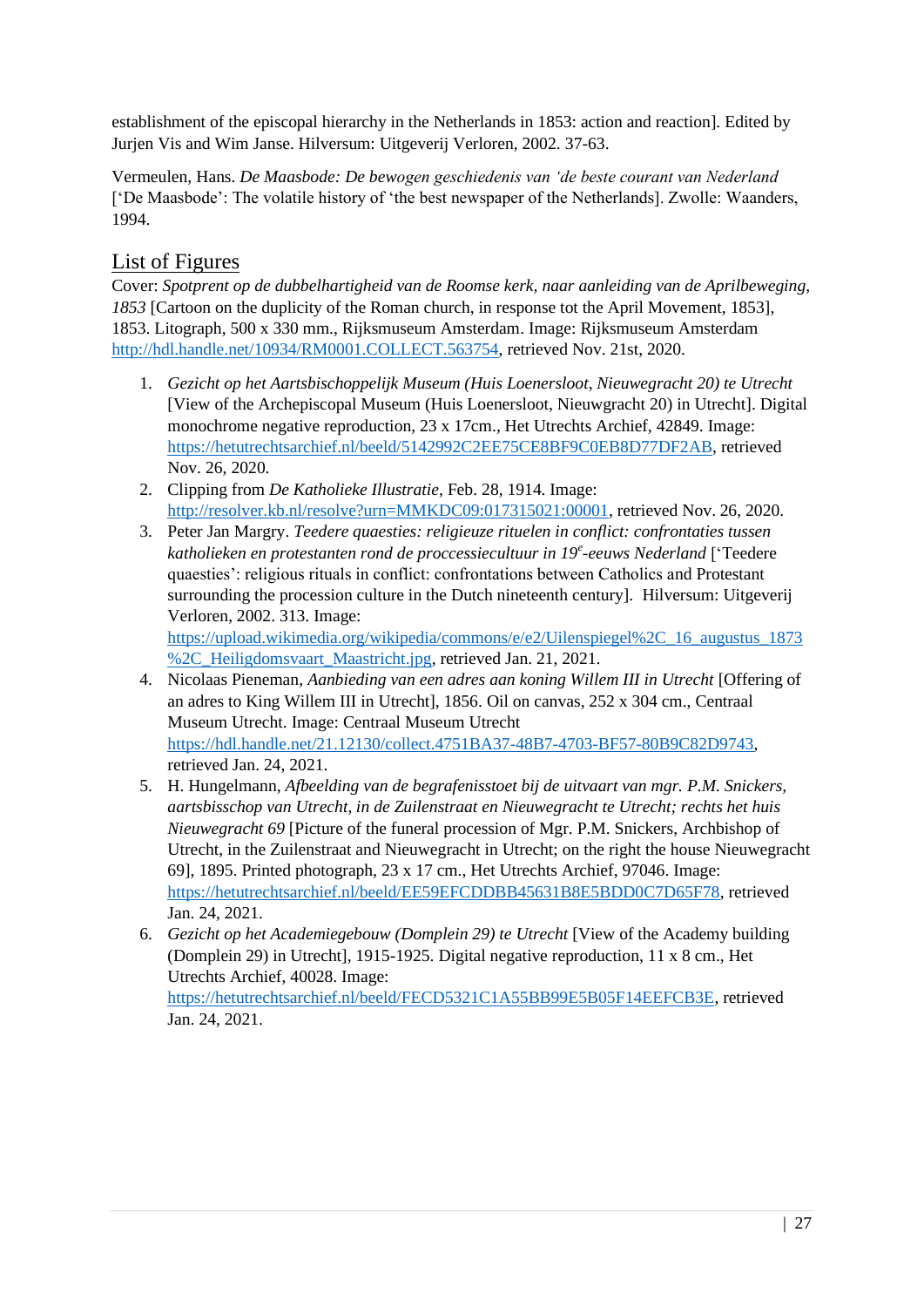establishment of the episcopal hierarchy in the Netherlands in 1853: action and reaction]. Edited by Jurjen Vis and Wim Janse. Hilversum: Uitgeverij Verloren, 2002. 37-63.

Vermeulen, Hans. *De Maasbode: De bewogen geschiedenis van 'de beste courant van Nederland* ['De Maasbode': The volatile history of 'the best newspaper of the Netherlands]. Zwolle: Waanders, 1994.

## List of Figures

Cover: *Spotprent op de dubbelhartigheid van de Roomse kerk, naar aanleiding van de Aprilbeweging, 1853* [Cartoon on the duplicity of the Roman church, in response tot the April Movement, 1853], 1853. Litograph, 500 x 330 mm., Rijksmuseum Amsterdam. Image: Rijksmuseum Amsterdam http://hdl.handle.net/10934/RM0001.COLLECT.563754, retrieved Nov. 21st, 2020.

1. *Gezicht op het Aartsbischoppelijk Museum (Huis Loenersloot, Nieuwegracht 20) te Utrecht* [View of the Archepiscopal Museum (Huis Loenersloot, Nieuwgracht 20) in Utrecht]. Digital monochrome negative reproduction, 23 x 17cm., Het Utrechts Archief, 42849. Image: https://hetutrechtsarchief.nl/beeld/5142992C2EE75CE8BF9C0EB8D77DF2AB, retrieved Nov. 26, 2020.
2. Clipping from *De Katholieke Illustratie*, Feb. 28, 1914. Image: http://resolver.kb.nl/resolve?urn=MMKDC09:017315021:00001, retrieved Nov. 26, 2020.
3. Peter Jan Margry. *Teedere quaesties: religieuze rituelen in conflict: confrontaties tussen katholieken en protestanten rond de proccessiecultuur in 19e-eeuws Nederland* ['Teedere quaesties': religious rituals in conflict: confrontations between Catholics and Protestant surrounding the procession culture in the Dutch nineteenth century]. Hilversum: Uitgeverij Verloren, 2002. 313. Image: https://upload.wikimedia.org/wikipedia/commons/e/e2/Uilenspiegel%2C_16_augustus_1873%2C_Heiligdomsvaart_Maastricht.jpg, retrieved Jan. 21, 2021.
4. Nicolaas Pieneman, *Aanbieding van een adres aan koning Willem III in Utrecht* [Offering of an adres to King Willem III in Utrecht], 1856. Oil on canvas, 252 x 304 cm., Centraal Museum Utrecht. Image: Centraal Museum Utrecht https://hdl.handle.net/21.12130/collect.4751BA37-48B7-4703-BF57-80B9C82D9743, retrieved Jan. 24, 2021.
5. H. Hungelmann, *Afbeelding van de begrafenisstoet bij de uitvaart van mgr. P.M. Snickers, aartsbisschop van Utrecht, in de Zuilenstraat en Nieuwegracht te Utrecht; rechts het huis Nieuwegracht 69* [Picture of the funeral procession of Mgr. P.M. Snickers, Archbishop of Utrecht, in the Zuilenstraat and Nieuwegracht in Utrecht; on the right the house Nieuwegracht 69], 1895. Printed photograph, 23 x 17 cm., Het Utrechts Archief, 97046. Image: https://hetutrechtsarchief.nl/beeld/EE59EFCDDBB45631B8E5BDD0C7D65F78, retrieved Jan. 24, 2021.
6. *Gezicht op het Academiegebouw (Domplein 29) te Utrecht* [View of the Academy building (Domplein 29) in Utrecht], 1915-1925. Digital negative reproduction, 11 x 8 cm., Het Utrechts Archief, 40028. Image: https://hetutrechtsarchief.nl/beeld/FECD5321C1A55BB99E5B05F14EEFCB3E, retrieved Jan. 24, 2021.